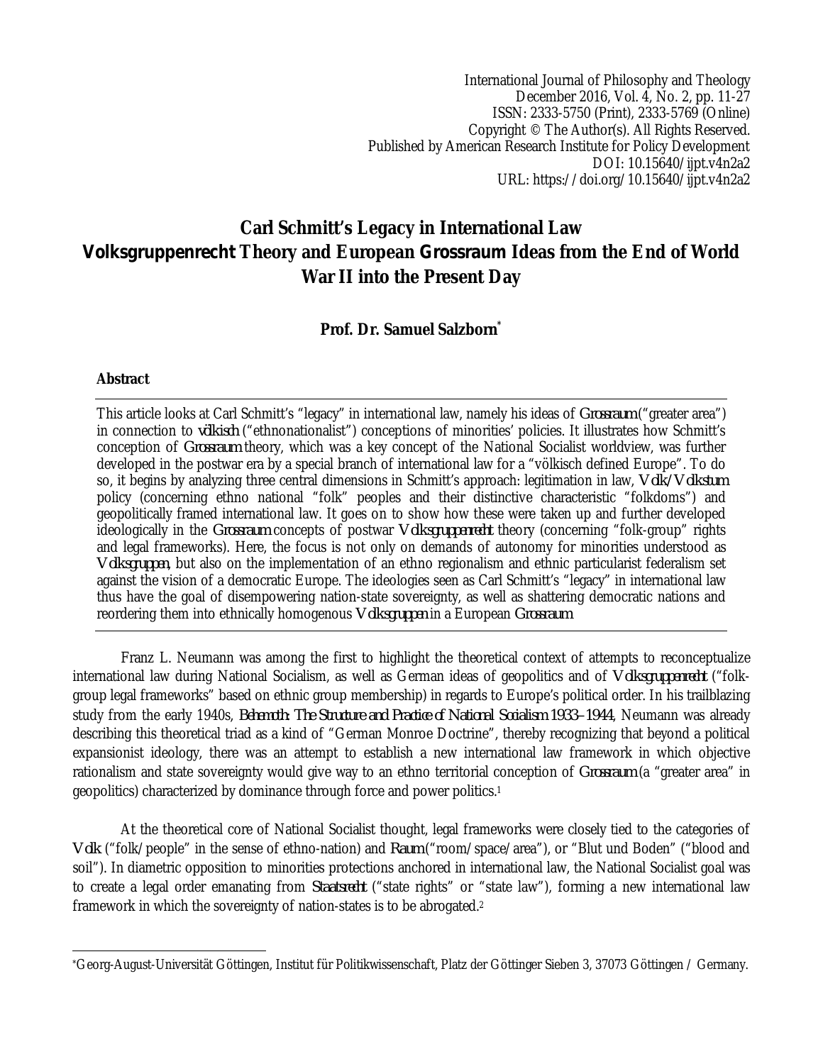International Journal of Philosophy and Theology
December 2016, Vol. 4, No. 2, pp. 11-27
ISSN: 2333-5750 (Print), 2333-5769 (Online)
Copyright © The Author(s). All Rights Reserved.
Published by American Research Institute for Policy Development
DOI: 10.15640/ijpt.v4n2a2
URL: https://doi.org/10.15640/ijpt.v4n2a2

# Carl Schmitt's Legacy in International Law *Volksgruppenrecht* Theory and European *Grossraum* Ideas from the End of World War II into the Present Day

**Prof. Dr. Samuel Salzborn***

## Abstract

This article looks at Carl Schmitt's "legacy" in international law, namely his ideas of *Grossraum* ("greater area") in connection to *völkisch* ("ethnonationalist") conceptions of minorities' policies. It illustrates how Schmitt's conception of *Grossraum* theory, which was a key concept of the National Socialist worldview, was further developed in the postwar era by a special branch of international law for a "völkisch defined Europe". To do so, it begins by analyzing three central dimensions in Schmitt's approach: legitimation in law, *Volk/Volkstum* policy (concerning ethno national "folk" peoples and their distinctive characteristic "folkdoms") and geopolitically framed international law. It goes on to show how these were taken up and further developed ideologically in the *Grossraum* concepts of postwar *Volksgruppenrecht* theory (concerning "folk-group" rights and legal frameworks). Here, the focus is not only on demands of autonomy for minorities understood as *Volksgruppen*, but also on the implementation of an ethno regionalism and ethnic particularist federalism set against the vision of a democratic Europe. The ideologies seen as Carl Schmitt's "legacy" in international law thus have the goal of disempowering nation-state sovereignty, as well as shattering democratic nations and reordering them into ethnically homogenous *Volksgruppen* in a European *Grossraum*.

Franz L. Neumann was among the first to highlight the theoretical context of attempts to reconceptualize international law during National Socialism, as well as German ideas of geopolitics and of *Volksgruppenrecht* ("folk-group legal frameworks" based on ethnic group membership) in regards to Europe's political order. In his trailblazing study from the early 1940s, *Behemoth: The Structure and Practice of National Socialism 1933–1944*, Neumann was already describing this theoretical triad as a kind of "German Monroe Doctrine", thereby recognizing that beyond a political expansionist ideology, there was an attempt to establish a new international law framework in which objective rationalism and state sovereignty would give way to an ethno territorial conception of *Grossraum* (a "greater area" in geopolitics) characterized by dominance through force and power politics.[1]

At the theoretical core of National Socialist thought, legal frameworks were closely tied to the categories of *Volk* ("folk/people" in the sense of ethno-nation) and *Raum* ("room/space/area"), or "Blut und Boden" ("blood and soil"). In diametric opposition to minorities protections anchored in international law, the National Socialist goal was to create a legal order emanating from *Staatsrecht* ("state rights" or "state law"), forming a new international law framework in which the sovereignty of nation-states is to be abrogated.[2]

---

*Georg-August-Universität Göttingen, Institut für Politikwissenschaft, Platz der Göttinger Sieben 3, 37073 Göttingen / Germany.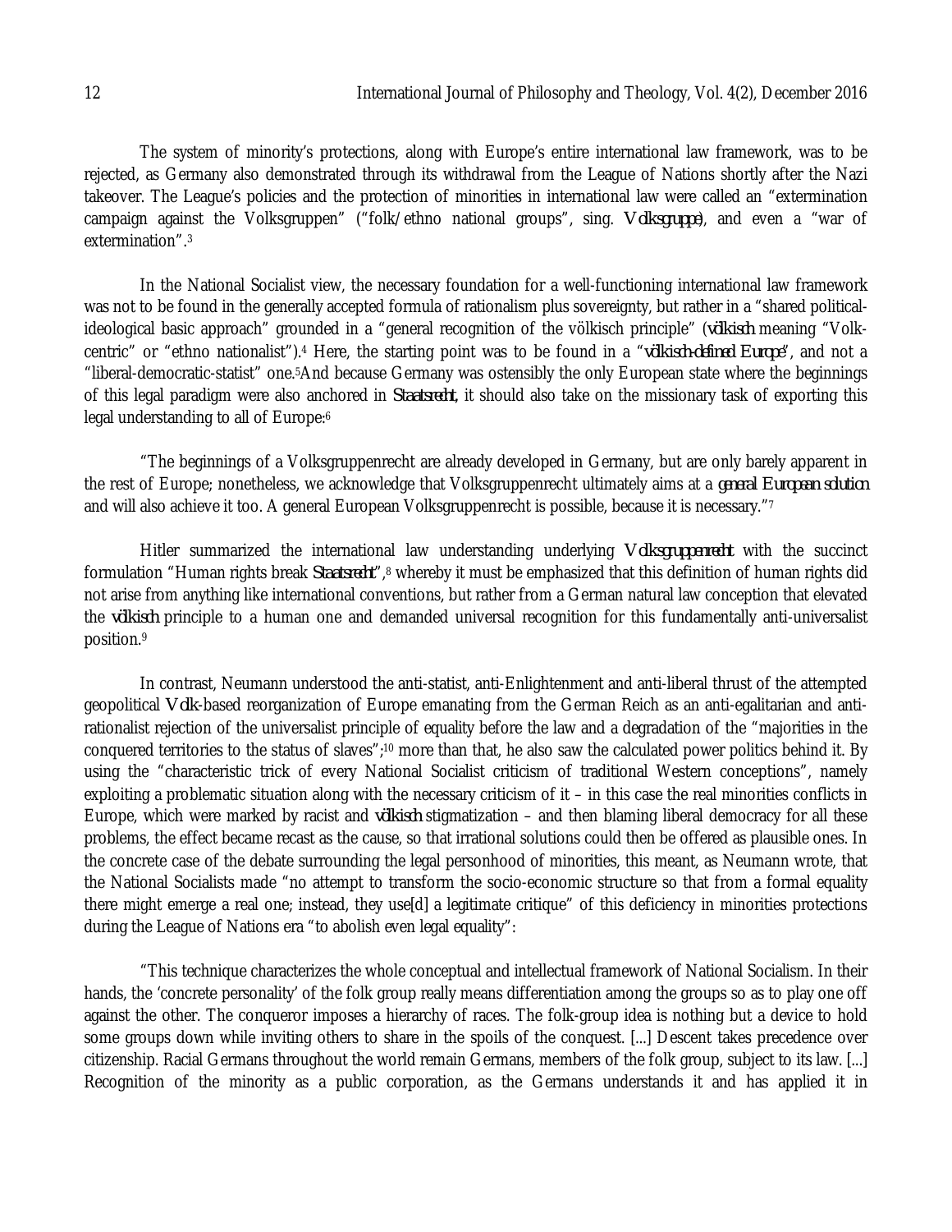The system of minority's protections, along with Europe's entire international law framework, was to be rejected, as Germany also demonstrated through its withdrawal from the League of Nations shortly after the Nazi takeover. The League's policies and the protection of minorities in international law were called an "extermination campaign against the Volksgruppen" ("folk/ethno national groups", sing. *Volksgruppe*), and even a "war of extermination".[3]

In the National Socialist view, the necessary foundation for a well-functioning international law framework was not to be found in the generally accepted formula of rationalism plus sovereignty, but rather in a "shared political-ideological basic approach" grounded in a "general recognition of the völkisch principle" (*völkisch* meaning "Volk-centric" or "ethno nationalist").[4] Here, the starting point was to be found in a "*völkisch-defined Europe*", and not a "liberal-democratic-statist" one.[5] And because Germany was ostensibly the only European state where the beginnings of this legal paradigm were also anchored in *Staatsrecht*, it should also take on the missionary task of exporting this legal understanding to all of Europe:[6]

"The beginnings of a Volksgruppenrecht are already developed in Germany, but are only barely apparent in the rest of Europe; nonetheless, we acknowledge that Volksgruppenrecht ultimately aims at a *general European solution* and will also achieve it too. A general European Volksgruppenrecht is possible, because it is necessary."[7]

Hitler summarized the international law understanding underlying *Volksgruppenrecht* with the succinct formulation "Human rights break *Staatsrecht*",[8] whereby it must be emphasized that this definition of human rights did not arise from anything like international conventions, but rather from a German natural law conception that elevated the *völkisch* principle to a human one and demanded universal recognition for this fundamentally anti-universalist position.[9]

In contrast, Neumann understood the anti-statist, anti-Enlightenment and anti-liberal thrust of the attempted geopolitical *Volk*-based reorganization of Europe emanating from the German Reich as an anti-egalitarian and anti-rationalist rejection of the universalist principle of equality before the law and a degradation of the "majorities in the conquered territories to the status of slaves";[10] more than that, he also saw the calculated power politics behind it. By using the "characteristic trick of every National Socialist criticism of traditional Western conceptions", namely exploiting a problematic situation along with the necessary criticism of it – in this case the real minorities conflicts in Europe, which were marked by racist and *völkisch* stigmatization – and then blaming liberal democracy for all these problems, the effect became recast as the cause, so that irrational solutions could then be offered as plausible ones. In the concrete case of the debate surrounding the legal personhood of minorities, this meant, as Neumann wrote, that the National Socialists made "no attempt to transform the socio-economic structure so that from a formal equality there might emerge a real one; instead, they use[d] a legitimate critique" of this deficiency in minorities protections during the League of Nations era "to abolish even legal equality":

"This technique characterizes the whole conceptual and intellectual framework of National Socialism. In their hands, the 'concrete personality' of the folk group really means differentiation among the groups so as to play one off against the other. The conqueror imposes a hierarchy of races. The folk-group idea is nothing but a device to hold some groups down while inviting others to share in the spoils of the conquest. [...] Descent takes precedence over citizenship. Racial Germans throughout the world remain Germans, members of the folk group, subject to its law. [...] Recognition of the minority as a public corporation, as the Germans understands it and has applied it in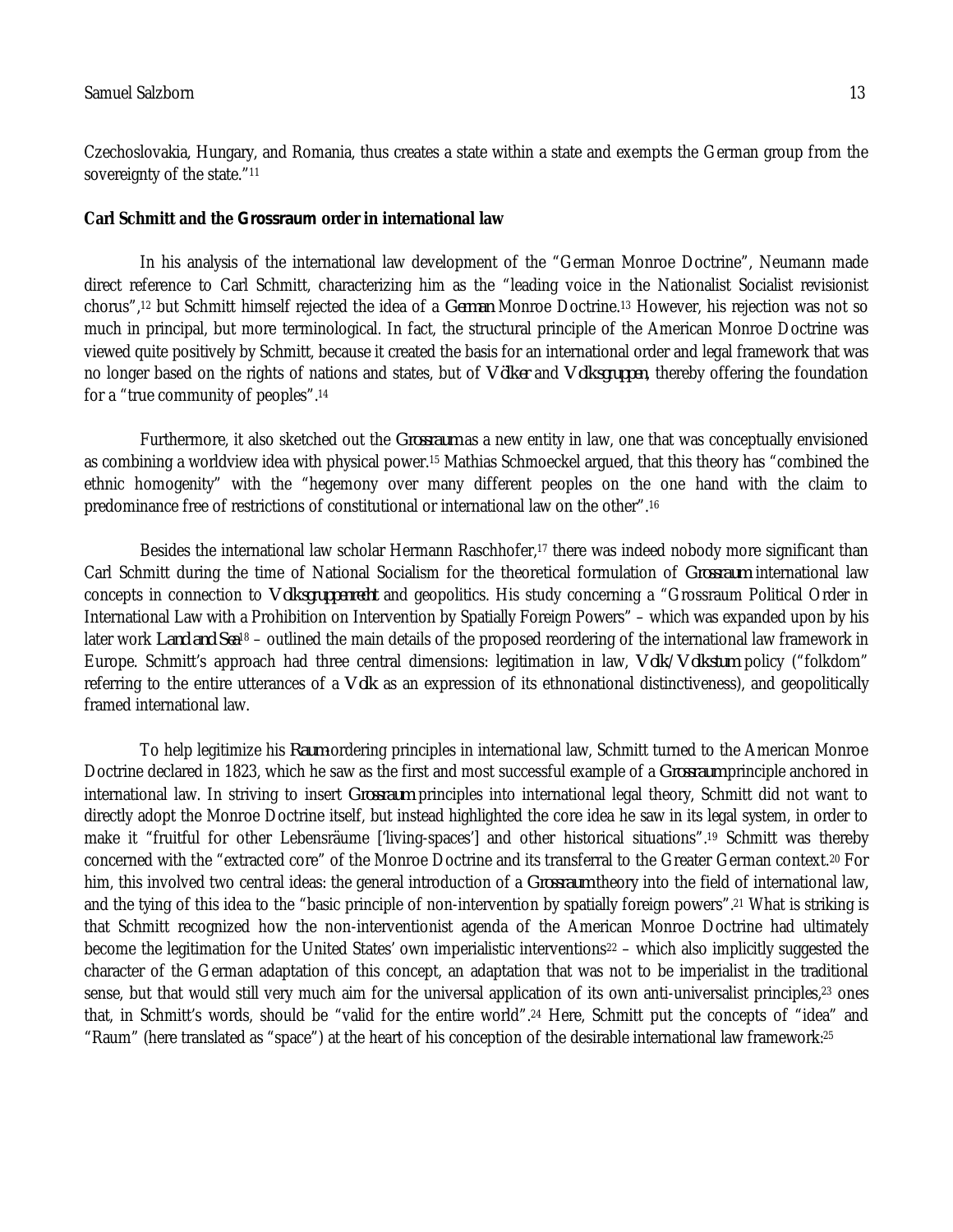Czechoslovakia, Hungary, and Romania, thus creates a state within a state and exempts the German group from the sovereignty of the state."[11]

### Carl Schmitt and the *Grossraum* order in international law

In his analysis of the international law development of the "German Monroe Doctrine", Neumann made direct reference to Carl Schmitt, characterizing him as the "leading voice in the Nationalist Socialist revisionist chorus",[12] but Schmitt himself rejected the idea of a *German* Monroe Doctrine.[13] However, his rejection was not so much in principal, but more terminological. In fact, the structural principle of the American Monroe Doctrine was viewed quite positively by Schmitt, because it created the basis for an international order and legal framework that was no longer based on the rights of nations and states, but of *Völker* and *Volksgruppen*, thereby offering the foundation for a "true community of peoples".[14]

Furthermore, it also sketched out the *Grossraum* as a new entity in law, one that was conceptually envisioned as combining a worldview idea with physical power.[15] Mathias Schmoeckel argued, that this theory has "combined the ethnic homogenity" with the "hegemony over many different peoples on the one hand with the claim to predominance free of restrictions of constitutional or international law on the other".[16]

Besides the international law scholar Hermann Raschhofer,[17] there was indeed nobody more significant than Carl Schmitt during the time of National Socialism for the theoretical formulation of *Grossraum* international law concepts in connection to *Volksgruppenrecht* and geopolitics. His study concerning a "Grossraum Political Order in International Law with a Prohibition on Intervention by Spatially Foreign Powers" – which was expanded upon by his later work *Land and Sea*[18] – outlined the main details of the proposed reordering of the international law framework in Europe. Schmitt's approach had three central dimensions: legitimation in law, *Volk*/*Volkstum* policy ("folkdom" referring to the entire utterances of a *Volk* as an expression of its ethnonational distinctiveness), and geopolitically framed international law.

To help legitimize his *Raum*-ordering principles in international law, Schmitt turned to the American Monroe Doctrine declared in 1823, which he saw as the first and most successful example of a *Grossraum* principle anchored in international law. In striving to insert *Grossraum* principles into international legal theory, Schmitt did not want to directly adopt the Monroe Doctrine itself, but instead highlighted the core idea he saw in its legal system, in order to make it "fruitful for other Lebensräume ['living-spaces'] and other historical situations".[19] Schmitt was thereby concerned with the "extracted core" of the Monroe Doctrine and its transferral to the Greater German context.[20] For him, this involved two central ideas: the general introduction of a *Grossraum* theory into the field of international law, and the tying of this idea to the "basic principle of non-intervention by spatially foreign powers".[21] What is striking is that Schmitt recognized how the non-interventionist agenda of the American Monroe Doctrine had ultimately become the legitimation for the United States' own imperialistic interventions[22] – which also implicitly suggested the character of the German adaptation of this concept, an adaptation that was not to be imperialist in the traditional sense, but that would still very much aim for the universal application of its own anti-universalist principles,[23] ones that, in Schmitt's words, should be "valid for the entire world".[24] Here, Schmitt put the concepts of "idea" and "Raum" (here translated as "space") at the heart of his conception of the desirable international law framework:[25]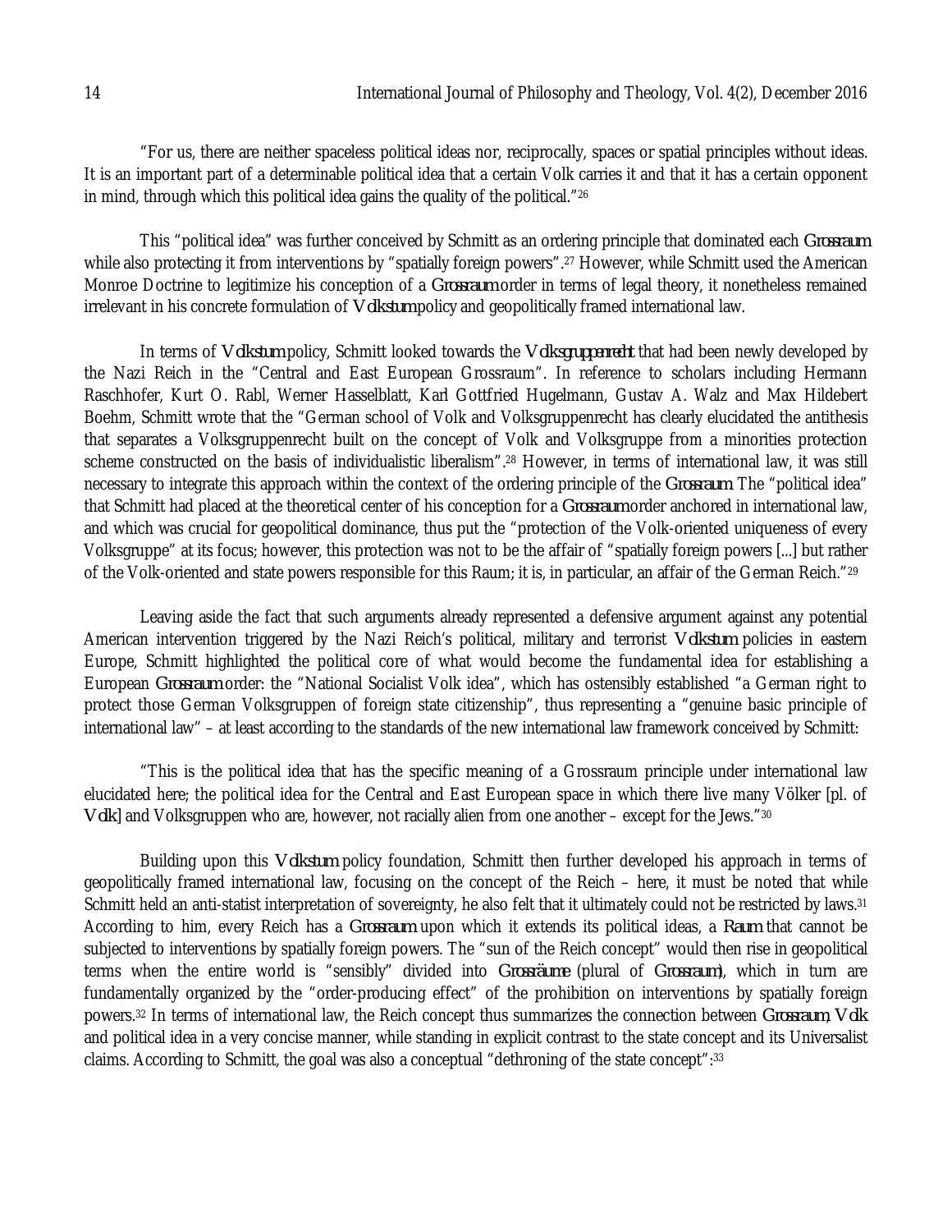"For us, there are neither spaceless political ideas nor, reciprocally, spaces or spatial principles without ideas. It is an important part of a determinable political idea that a certain Volk carries it and that it has a certain opponent in mind, through which this political idea gains the quality of the political."[26]

This "political idea" was further conceived by Schmitt as an ordering principle that dominated each *Grossraum* while also protecting it from interventions by "spatially foreign powers".[27] However, while Schmitt used the American Monroe Doctrine to legitimize his conception of a *Grossraum* order in terms of legal theory, it nonetheless remained irrelevant in his concrete formulation of *Volkstum* policy and geopolitically framed international law.

In terms of *Volkstum* policy, Schmitt looked towards the *Volksgruppenrecht* that had been newly developed by the Nazi Reich in the "Central and East European Grossraum". In reference to scholars including Hermann Raschhofer, Kurt O. Rabl, Werner Hasselblatt, Karl Gottfried Hugelmann, Gustav A. Walz and Max Hildebert Boehm, Schmitt wrote that the "German school of Volk and Volksgruppenrecht has clearly elucidated the antithesis that separates a Volksgruppenrecht built on the concept of Volk and Volksgruppe from a minorities protection scheme constructed on the basis of individualistic liberalism".[28] However, in terms of international law, it was still necessary to integrate this approach within the context of the ordering principle of the *Grossraum*. The "political idea" that Schmitt had placed at the theoretical center of his conception for a *Grossraum* order anchored in international law, and which was crucial for geopolitical dominance, thus put the "protection of the Volk-oriented uniqueness of every Volksgruppe" at its focus; however, this protection was not to be the affair of "spatially foreign powers [...] but rather of the Volk-oriented and state powers responsible for this Raum; it is, in particular, an affair of the German Reich."[29]

Leaving aside the fact that such arguments already represented a defensive argument against any potential American intervention triggered by the Nazi Reich's political, military and terrorist *Volkstum* policies in eastern Europe, Schmitt highlighted the political core of what would become the fundamental idea for establishing a European *Grossraum* order: the "National Socialist Volk idea", which has ostensibly established "a German right to protect those German Volksgruppen of foreign state citizenship", thus representing a "genuine basic principle of international law" – at least according to the standards of the new international law framework conceived by Schmitt:

"This is the political idea that has the specific meaning of a Grossraum principle under international law elucidated here; the political idea for the Central and East European space in which there live many Völker [pl. of *Volk*] and Volksgruppen who are, however, not racially alien from one another – except for the Jews."[30]

Building upon this *Volkstum* policy foundation, Schmitt then further developed his approach in terms of geopolitically framed international law, focusing on the concept of the Reich – here, it must be noted that while Schmitt held an anti-statist interpretation of sovereignty, he also felt that it ultimately could not be restricted by laws.[31] According to him, every Reich has a *Grossraum* upon which it extends its political ideas, a *Raum* that cannot be subjected to interventions by spatially foreign powers. The "sun of the Reich concept" would then rise in geopolitical terms when the entire world is "sensibly" divided into *Grossräume* (plural of *Grossraum*), which in turn are fundamentally organized by the "order-producing effect" of the prohibition on interventions by spatially foreign powers.[32] In terms of international law, the Reich concept thus summarizes the connection between *Grossraum*, *Volk* and political idea in a very concise manner, while standing in explicit contrast to the state concept and its Universalist claims. According to Schmitt, the goal was also a conceptual "dethroning of the state concept":[33]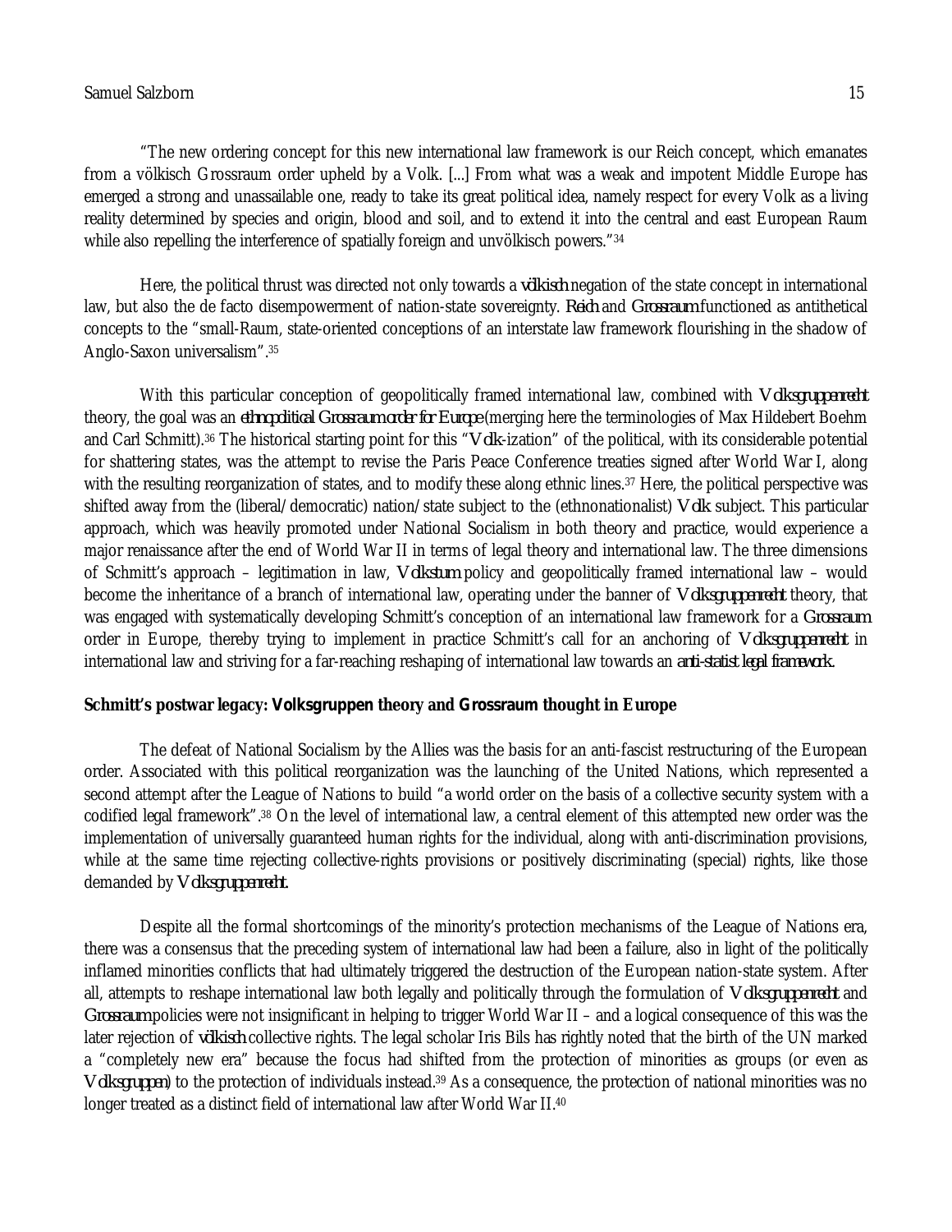"The new ordering concept for this new international law framework is our Reich concept, which emanates from a völkisch Grossraum order upheld by a Volk. [...] From what was a weak and impotent Middle Europe has emerged a strong and unassailable one, ready to take its great political idea, namely respect for every Volk as a living reality determined by species and origin, blood and soil, and to extend it into the central and east European Raum while also repelling the interference of spatially foreign and unvölkisch powers."[34]

Here, the political thrust was directed not only towards a *völkisch* negation of the state concept in international law, but also the de facto disempowerment of nation-state sovereignty. *Reich* and *Grossraum* functioned as antithetical concepts to the "small-Raum, state-oriented conceptions of an interstate law framework flourishing in the shadow of Anglo-Saxon universalism".[35]

With this particular conception of geopolitically framed international law, combined with *Volksgruppenrecht* theory, the goal was an *ethnopolitical Grossraum order for Europe* (merging here the terminologies of Max Hildebert Boehm and Carl Schmitt).[36] The historical starting point for this "*Volk*-ization" of the political, with its considerable potential for shattering states, was the attempt to revise the Paris Peace Conference treaties signed after World War I, along with the resulting reorganization of states, and to modify these along ethnic lines.[37] Here, the political perspective was shifted away from the (liberal/democratic) nation/state subject to the (ethnonationalist) *Volk* subject. This particular approach, which was heavily promoted under National Socialism in both theory and practice, would experience a major renaissance after the end of World War II in terms of legal theory and international law. The three dimensions of Schmitt's approach – legitimation in law, *Volkstum* policy and geopolitically framed international law – would become the inheritance of a branch of international law, operating under the banner of *Volksgruppenrecht* theory, that was engaged with systematically developing Schmitt's conception of an international law framework for a *Grossraum* order in Europe, thereby trying to implement in practice Schmitt's call for an anchoring of *Volksgruppenrecht* in international law and striving for a far-reaching reshaping of international law towards an *anti-statist legal framework*.

## Schmitt's postwar legacy: *Volksgruppen* theory and *Grossraum* thought in Europe

The defeat of National Socialism by the Allies was the basis for an anti-fascist restructuring of the European order. Associated with this political reorganization was the launching of the United Nations, which represented a second attempt after the League of Nations to build "a world order on the basis of a collective security system with a codified legal framework".[38] On the level of international law, a central element of this attempted new order was the implementation of universally guaranteed human rights for the individual, along with anti-discrimination provisions, while at the same time rejecting collective-rights provisions or positively discriminating (special) rights, like those demanded by *Volksgruppenrecht*.

Despite all the formal shortcomings of the minority's protection mechanisms of the League of Nations era, there was a consensus that the preceding system of international law had been a failure, also in light of the politically inflamed minorities conflicts that had ultimately triggered the destruction of the European nation-state system. After all, attempts to reshape international law both legally and politically through the formulation of *Volksgruppenrecht* and *Grossraum* policies were not insignificant in helping to trigger World War II – and a logical consequence of this was the later rejection of *völkisch* collective rights. The legal scholar Iris Bils has rightly noted that the birth of the UN marked a "completely new era" because the focus had shifted from the protection of minorities as groups (or even as *Volksgruppen*) to the protection of individuals instead.[39] As a consequence, the protection of national minorities was no longer treated as a distinct field of international law after World War II.[40]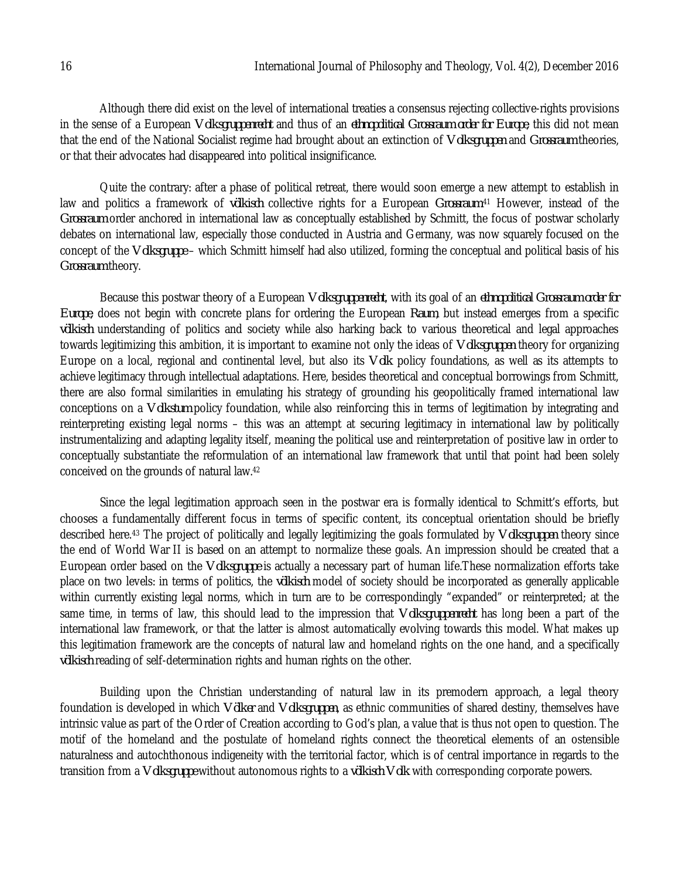Although there did exist on the level of international treaties a consensus rejecting collective-rights provisions in the sense of a European *Volksgruppenrecht* and thus of an *ethnopolitical Grossraum order for Europe*, this did not mean that the end of the National Socialist regime had brought about an extinction of *Volksgruppen* and *Grossraum* theories, or that their advocates had disappeared into political insignificance.

Quite the contrary: after a phase of political retreat, there would soon emerge a new attempt to establish in law and politics a framework of *völkisch* collective rights for a European *Grossraum*[41] However, instead of the *Grossraum* order anchored in international law as conceptually established by Schmitt, the focus of postwar scholarly debates on international law, especially those conducted in Austria and Germany, was now squarely focused on the concept of the *Volksgruppe* – which Schmitt himself had also utilized, forming the conceptual and political basis of his *Grossraum* theory.

Because this postwar theory of a European *Volksgruppenrecht*, with its goal of an *ethnopolitical Grossraum order for Europe*, does not begin with concrete plans for ordering the European *Raum*, but instead emerges from a specific *völkisch* understanding of politics and society while also harking back to various theoretical and legal approaches towards legitimizing this ambition, it is important to examine not only the ideas of *Volksgruppen* theory for organizing Europe on a local, regional and continental level, but also its *Volk* policy foundations, as well as its attempts to achieve legitimacy through intellectual adaptations. Here, besides theoretical and conceptual borrowings from Schmitt, there are also formal similarities in emulating his strategy of grounding his geopolitically framed international law conceptions on a *Volkstum* policy foundation, while also reinforcing this in terms of legitimation by integrating and reinterpreting existing legal norms – this was an attempt at securing legitimacy in international law by politically instrumentalizing and adapting legality itself, meaning the political use and reinterpretation of positive law in order to conceptually substantiate the reformulation of an international law framework that until that point had been solely conceived on the grounds of natural law.[42]

Since the legal legitimation approach seen in the postwar era is formally identical to Schmitt's efforts, but chooses a fundamentally different focus in terms of specific content, its conceptual orientation should be briefly described here.[43] The project of politically and legally legitimizing the goals formulated by *Volksgruppen* theory since the end of World War II is based on an attempt to normalize these goals. An impression should be created that a European order based on the *Volksgruppe* is actually a necessary part of human life.These normalization efforts take place on two levels: in terms of politics, the *völkisch* model of society should be incorporated as generally applicable within currently existing legal norms, which in turn are to be correspondingly "expanded" or reinterpreted; at the same time, in terms of law, this should lead to the impression that *Volksgruppenrecht* has long been a part of the international law framework, or that the latter is almost automatically evolving towards this model. What makes up this legitimation framework are the concepts of natural law and homeland rights on the one hand, and a specifically *völkisch* reading of self-determination rights and human rights on the other.

Building upon the Christian understanding of natural law in its premodern approach, a legal theory foundation is developed in which *Völker* and *Volksgruppen*, as ethnic communities of shared destiny, themselves have intrinsic value as part of the Order of Creation according to God's plan, a value that is thus not open to question. The motif of the homeland and the postulate of homeland rights connect the theoretical elements of an ostensible naturalness and autochthonous indigeneity with the territorial factor, which is of central importance in regards to the transition from a *Volksgruppe* without autonomous rights to a *völkisch Volk* with corresponding corporate powers.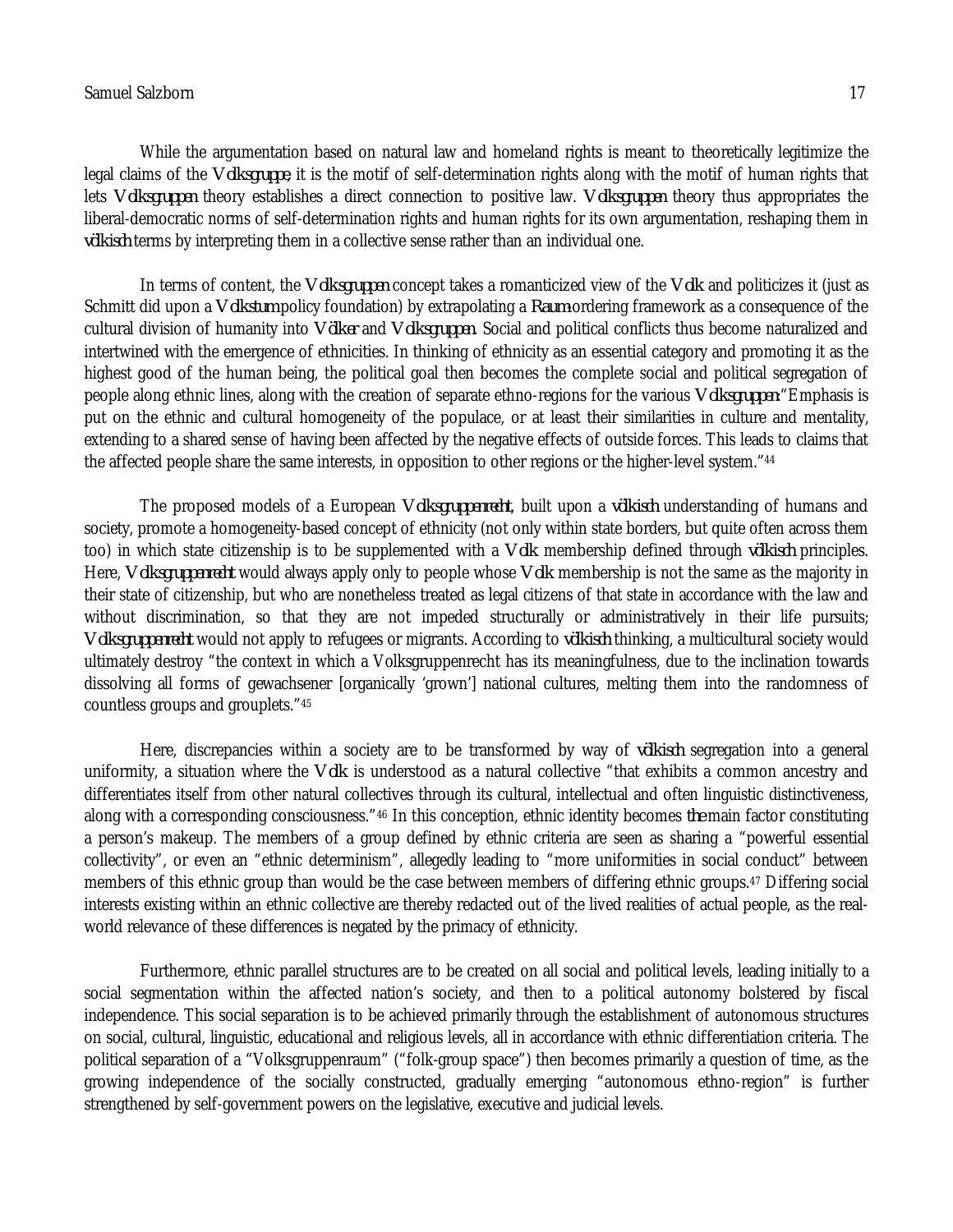While the argumentation based on natural law and homeland rights is meant to theoretically legitimize the legal claims of the *Volksgruppe*, it is the motif of self-determination rights along with the motif of human rights that lets *Volksgruppen* theory establishes a direct connection to positive law. *Volksgruppen* theory thus appropriates the liberal-democratic norms of self-determination rights and human rights for its own argumentation, reshaping them in *völkisch* terms by interpreting them in a collective sense rather than an individual one.

In terms of content, the *Volksgruppen* concept takes a romanticized view of the *Volk* and politicizes it (just as Schmitt did upon a *Volkstum* policy foundation) by extrapolating a *Raum*-ordering framework as a consequence of the cultural division of humanity into *Völker* and *Volksgruppen*. Social and political conflicts thus become naturalized and intertwined with the emergence of ethnicities. In thinking of ethnicity as an essential category and promoting it as the highest good of the human being, the political goal then becomes the complete social and political segregation of people along ethnic lines, along with the creation of separate ethno-regions for the various *Volksgruppen*: "Emphasis is put on the ethnic and cultural homogeneity of the populace, or at least their similarities in culture and mentality, extending to a shared sense of having been affected by the negative effects of outside forces. This leads to claims that the affected people share the same interests, in opposition to other regions or the higher-level system."[44]

The proposed models of a European *Volksgruppenrecht*, built upon a *völkisch* understanding of humans and society, promote a homogeneity-based concept of ethnicity (not only within state borders, but quite often across them too) in which state citizenship is to be supplemented with a *Volk* membership defined through *völkisch* principles. Here, *Volksgruppenrecht* would always apply only to people whose *Volk* membership is not the same as the majority in their state of citizenship, but who are nonetheless treated as legal citizens of that state in accordance with the law and without discrimination, so that they are not impeded structurally or administratively in their life pursuits; *Volksgruppenrecht* would not apply to refugees or migrants. According to *völkisch* thinking, a multicultural society would ultimately destroy "the context in which a Volksgruppenrecht has its meaningfulness, due to the inclination towards dissolving all forms of gewachsener [organically 'grown'] national cultures, melting them into the randomness of countless groups and grouplets."[45]

Here, discrepancies within a society are to be transformed by way of *völkisch* segregation into a general uniformity, a situation where the *Volk* is understood as a natural collective "that exhibits a common ancestry and differentiates itself from other natural collectives through its cultural, intellectual and often linguistic distinctiveness, along with a corresponding consciousness."[46] In this conception, ethnic identity becomes *the* main factor constituting a person's makeup. The members of a group defined by ethnic criteria are seen as sharing a "powerful essential collectivity", or even an "ethnic determinism", allegedly leading to "more uniformities in social conduct" between members of this ethnic group than would be the case between members of differing ethnic groups.[47] Differing social interests existing within an ethnic collective are thereby redacted out of the lived realities of actual people, as the real-world relevance of these differences is negated by the primacy of ethnicity.

Furthermore, ethnic parallel structures are to be created on all social and political levels, leading initially to a social segmentation within the affected nation's society, and then to a political autonomy bolstered by fiscal independence. This social separation is to be achieved primarily through the establishment of autonomous structures on social, cultural, linguistic, educational and religious levels, all in accordance with ethnic differentiation criteria. The political separation of a "Volksgruppenraum" ("folk-group space") then becomes primarily a question of time, as the growing independence of the socially constructed, gradually emerging "autonomous ethno-region" is further strengthened by self-government powers on the legislative, executive and judicial levels.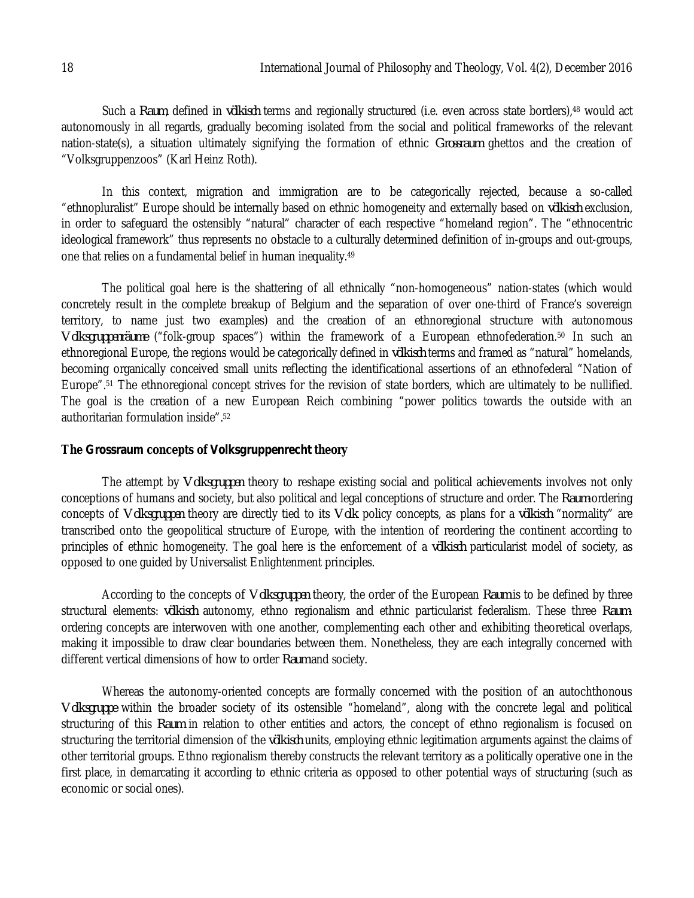Such a *Raum*, defined in *völkisch* terms and regionally structured (i.e. even across state borders),[48] would act autonomously in all regards, gradually becoming isolated from the social and political frameworks of the relevant nation-state(s), a situation ultimately signifying the formation of ethnic *Grossraum* ghettos and the creation of "Volksgruppenzoos" (Karl Heinz Roth).

In this context, migration and immigration are to be categorically rejected, because a so-called "ethnopluralist" Europe should be internally based on ethnic homogeneity and externally based on *völkisch* exclusion, in order to safeguard the ostensibly "natural" character of each respective "homeland region". The "ethnocentric ideological framework" thus represents no obstacle to a culturally determined definition of in-groups and out-groups, one that relies on a fundamental belief in human inequality.[49]

The political goal here is the shattering of all ethnically "non-homogeneous" nation-states (which would concretely result in the complete breakup of Belgium and the separation of over one-third of France's sovereign territory, to name just two examples) and the creation of an ethnoregional structure with autonomous *Volksgruppenräume* ("folk-group spaces") within the framework of a European ethnofederation.[50] In such an ethnoregional Europe, the regions would be categorically defined in *völkisch* terms and framed as "natural" homelands, becoming organically conceived small units reflecting the identificational assertions of an ethnofederal "Nation of Europe".[51] The ethnoregional concept strives for the revision of state borders, which are ultimately to be nullified. The goal is the creation of a new European Reich combining "power politics towards the outside with an authoritarian formulation inside".[52]

## The Grossraum concepts of Volksgruppenrecht theory

The attempt by *Volksgruppen* theory to reshape existing social and political achievements involves not only conceptions of humans and society, but also political and legal conceptions of structure and order. The *Raum*-ordering concepts of *Volksgruppen* theory are directly tied to its *Volk* policy concepts, as plans for a *völkisch* "normality" are transcribed onto the geopolitical structure of Europe, with the intention of reordering the continent according to principles of ethnic homogeneity. The goal here is the enforcement of a *völkisch* particularist model of society, as opposed to one guided by Universalist Enlightenment principles.

According to the concepts of *Volksgruppen* theory, the order of the European *Raum* is to be defined by three structural elements: *völkisch* autonomy, ethno regionalism and ethnic particularist federalism. These three *Raum*-ordering concepts are interwoven with one another, complementing each other and exhibiting theoretical overlaps, making it impossible to draw clear boundaries between them. Nonetheless, they are each integrally concerned with different vertical dimensions of how to order *Raum* and society.

Whereas the autonomy-oriented concepts are formally concerned with the position of an autochthonous *Volksgruppe* within the broader society of its ostensible "homeland", along with the concrete legal and political structuring of this *Raum* in relation to other entities and actors, the concept of ethno regionalism is focused on structuring the territorial dimension of the *völkisch* units, employing ethnic legitimation arguments against the claims of other territorial groups. Ethno regionalism thereby constructs the relevant territory as a politically operative one in the first place, in demarcating it according to ethnic criteria as opposed to other potential ways of structuring (such as economic or social ones).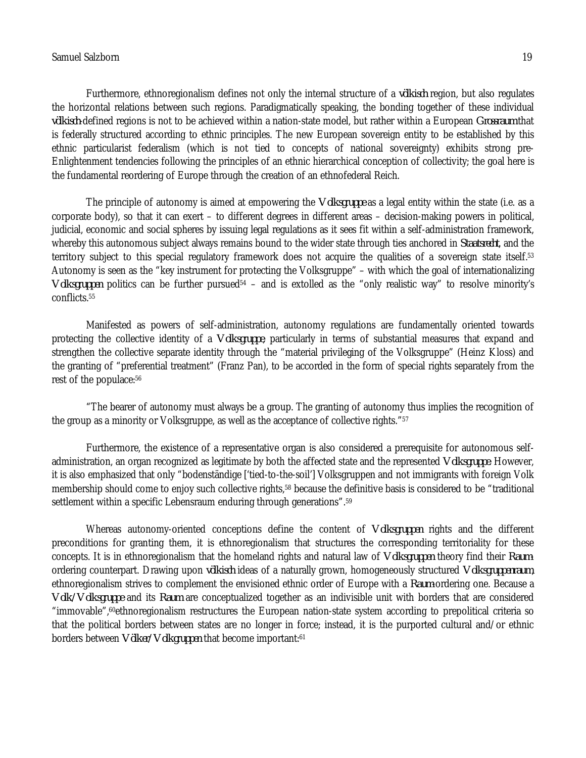Furthermore, ethnoregionalism defines not only the internal structure of a *völkisch* region, but also regulates the horizontal relations between such regions. Paradigmatically speaking, the bonding together of these individual *völkisch*-defined regions is not to be achieved within a nation-state model, but rather within a European *Grossraum* that is federally structured according to ethnic principles. The new European sovereign entity to be established by this ethnic particularist federalism (which is not tied to concepts of national sovereignty) exhibits strong pre-Enlightenment tendencies following the principles of an ethnic hierarchical conception of collectivity; the goal here is the fundamental reordering of Europe through the creation of an ethnofederal Reich.

The principle of autonomy is aimed at empowering the *Volksgruppe* as a legal entity within the state (i.e. as a corporate body), so that it can exert – to different degrees in different areas – decision-making powers in political, judicial, economic and social spheres by issuing legal regulations as it sees fit within a self-administration framework, whereby this autonomous subject always remains bound to the wider state through ties anchored in *Staatsrecht*, and the territory subject to this special regulatory framework does not acquire the qualities of a sovereign state itself.[53] Autonomy is seen as the "key instrument for protecting the Volksgruppe" – with which the goal of internationalizing *Volksgruppen* politics can be further pursued[54] – and is extolled as the "only realistic way" to resolve minority's conflicts.[55]

Manifested as powers of self-administration, autonomy regulations are fundamentally oriented towards protecting the collective identity of a *Volksgruppe*, particularly in terms of substantial measures that expand and strengthen the collective separate identity through the "material privileging of the Volksgruppe" (Heinz Kloss) and the granting of "preferential treatment" (Franz Pan), to be accorded in the form of special rights separately from the rest of the populace:[56]

"The bearer of autonomy must always be a group. The granting of autonomy thus implies the recognition of the group as a minority or Volksgruppe, as well as the acceptance of collective rights."[57]

Furthermore, the existence of a representative organ is also considered a prerequisite for autonomous self-administration, an organ recognized as legitimate by both the affected state and the represented *Volksgruppe*. However, it is also emphasized that only "bodenständige ['tied-to-the-soil'] Volksgruppen and not immigrants with foreign Volk membership should come to enjoy such collective rights,[58] because the definitive basis is considered to be "traditional settlement within a specific Lebensraum enduring through generations".[59]

Whereas autonomy-oriented conceptions define the content of *Volksgruppen* rights and the different preconditions for granting them, it is ethnoregionalism that structures the corresponding territoriality for these concepts. It is in ethnoregionalism that the homeland rights and natural law of *Volksgruppen* theory find their *Raum*-ordering counterpart. Drawing upon *völkisch* ideas of a naturally grown, homogeneously structured *Volksgruppenraum*, ethnoregionalism strives to complement the envisioned ethnic order of Europe with a *Raum*-ordering one. Because a *Volk/Volksgruppe* and its *Raum* are conceptualized together as an indivisible unit with borders that are considered "immovable",[60] ethnoregionalism restructures the European nation-state system according to prepolitical criteria so that the political borders between states are no longer in force; instead, it is the purported cultural and/or ethnic borders between *Völker/Volkgruppen* that become important:[61]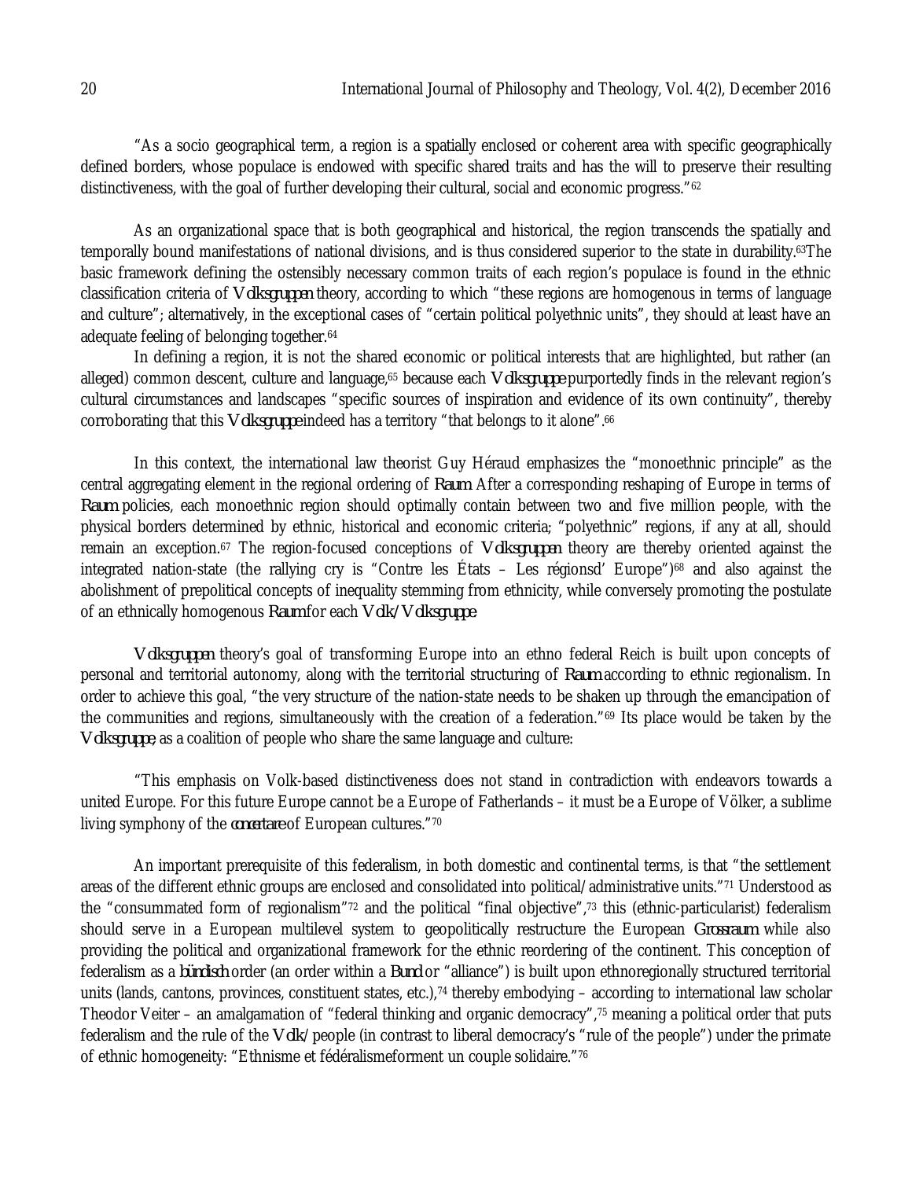"As a socio geographical term, a region is a spatially enclosed or coherent area with specific geographically defined borders, whose populace is endowed with specific shared traits and has the will to preserve their resulting distinctiveness, with the goal of further developing their cultural, social and economic progress."[62]

As an organizational space that is both geographical and historical, the region transcends the spatially and temporally bound manifestations of national divisions, and is thus considered superior to the state in durability.[63] The basic framework defining the ostensibly necessary common traits of each region's populace is found in the ethnic classification criteria of *Volksgruppen* theory, according to which "these regions are homogenous in terms of language and culture"; alternatively, in the exceptional cases of "certain political polyethnic units", they should at least have an adequate feeling of belonging together.[64]

In defining a region, it is not the shared economic or political interests that are highlighted, but rather (an alleged) common descent, culture and language,[65] because each *Volksgruppe* purportedly finds in the relevant region's cultural circumstances and landscapes "specific sources of inspiration and evidence of its own continuity", thereby corroborating that this *Volksgruppe* indeed has a territory "that belongs to it alone".[66]

In this context, the international law theorist Guy Héraud emphasizes the "monoethnic principle" as the central aggregating element in the regional ordering of *Raum*. After a corresponding reshaping of Europe in terms of *Raum* policies, each monoethnic region should optimally contain between two and five million people, with the physical borders determined by ethnic, historical and economic criteria; "polyethnic" regions, if any at all, should remain an exception.[67] The region-focused conceptions of *Volksgruppen* theory are thereby oriented against the integrated nation-state (the rallying cry is "Contre les États – Les régionsd' Europe")[68] and also against the abolishment of prepolitical concepts of inequality stemming from ethnicity, while conversely promoting the postulate of an ethnically homogenous *Raum* for each *Volk/Volksgruppe*.

*Volksgruppen* theory's goal of transforming Europe into an ethno federal Reich is built upon concepts of personal and territorial autonomy, along with the territorial structuring of *Raum* according to ethnic regionalism. In order to achieve this goal, "the very structure of the nation-state needs to be shaken up through the emancipation of the communities and regions, simultaneously with the creation of a federation."[69] Its place would be taken by the *Volksgruppe*, as a coalition of people who share the same language and culture:

"This emphasis on Volk-based distinctiveness does not stand in contradiction with endeavors towards a united Europe. For this future Europe cannot be a Europe of Fatherlands – it must be a Europe of Völker, a sublime living symphony of the *concertare* of European cultures."[70]

An important prerequisite of this federalism, in both domestic and continental terms, is that "the settlement areas of the different ethnic groups are enclosed and consolidated into political/administrative units."[71] Understood as the "consummated form of regionalism"[72] and the political "final objective",[73] this (ethnic-particularist) federalism should serve in a European multilevel system to geopolitically restructure the European *Grossraum* while also providing the political and organizational framework for the ethnic reordering of the continent. This conception of federalism as a *bündisch* order (an order within a *Bund* or "alliance") is built upon ethnoregionally structured territorial units (lands, cantons, provinces, constituent states, etc.),[74] thereby embodying – according to international law scholar Theodor Veiter – an amalgamation of "federal thinking and organic democracy",[75] meaning a political order that puts federalism and the rule of the *Volk*/people (in contrast to liberal democracy's "rule of the people") under the primate of ethnic homogeneity: "Ethnisme et fédéralismeforment un couple solidaire."[76]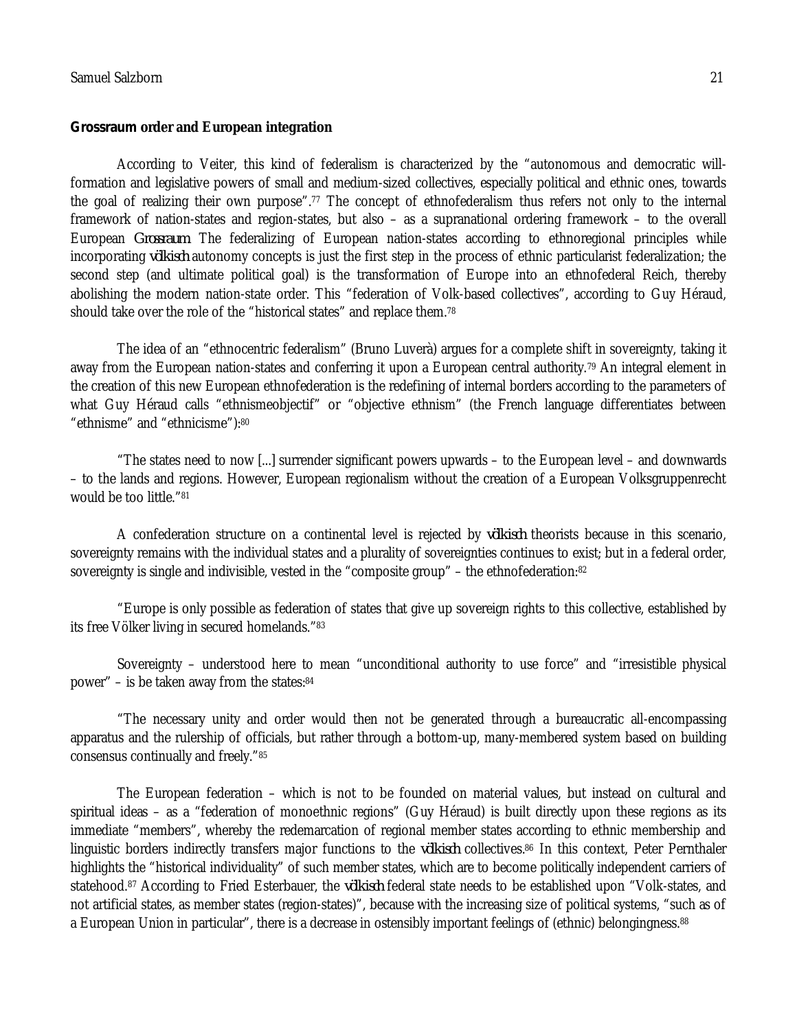## *Grossraum* order and European integration

According to Veiter, this kind of federalism is characterized by the "autonomous and democratic will-formation and legislative powers of small and medium-sized collectives, especially political and ethnic ones, towards the goal of realizing their own purpose".[77] The concept of ethnofederalism thus refers not only to the internal framework of nation-states and region-states, but also – as a supranational ordering framework – to the overall European *Grossraum*. The federalizing of European nation-states according to ethnoregional principles while incorporating *völkisch* autonomy concepts is just the first step in the process of ethnic particularist federalization; the second step (and ultimate political goal) is the transformation of Europe into an ethnofederal Reich, thereby abolishing the modern nation-state order. This "federation of Volk-based collectives", according to Guy Héraud, should take over the role of the "historical states" and replace them.[78]

The idea of an "ethnocentric federalism" (Bruno Luverà) argues for a complete shift in sovereignty, taking it away from the European nation-states and conferring it upon a European central authority.[79] An integral element in the creation of this new European ethnofederation is the redefining of internal borders according to the parameters of what Guy Héraud calls "ethnismeobjectif" or "objective ethnism" (the French language differentiates between "ethnisme" and "ethnicisme"):[80]

"The states need to now [...] surrender significant powers upwards – to the European level – and downwards – to the lands and regions. However, European regionalism without the creation of a European Volksgruppenrecht would be too little."[81]

A confederation structure on a continental level is rejected by *völkisch* theorists because in this scenario, sovereignty remains with the individual states and a plurality of sovereignties continues to exist; but in a federal order, sovereignty is single and indivisible, vested in the "composite group" – the ethnofederation:[82]

"Europe is only possible as federation of states that give up sovereign rights to this collective, established by its free Völker living in secured homelands."[83]

Sovereignty – understood here to mean "unconditional authority to use force" and "irresistible physical power" – is be taken away from the states:[84]

"The necessary unity and order would then not be generated through a bureaucratic all-encompassing apparatus and the rulership of officials, but rather through a bottom-up, many-membered system based on building consensus continually and freely."[85]

The European federation – which is not to be founded on material values, but instead on cultural and spiritual ideas – as a "federation of monoethnic regions" (Guy Héraud) is built directly upon these regions as its immediate "members", whereby the redemarcation of regional member states according to ethnic membership and linguistic borders indirectly transfers major functions to the *völkisch* collectives.[86] In this context, Peter Pernthaler highlights the "historical individuality" of such member states, which are to become politically independent carriers of statehood.[87] According to Fried Esterbauer, the *völkisch* federal state needs to be established upon "Volk-states, and not artificial states, as member states (region-states)", because with the increasing size of political systems, "such as of a European Union in particular", there is a decrease in ostensibly important feelings of (ethnic) belongingness.[88]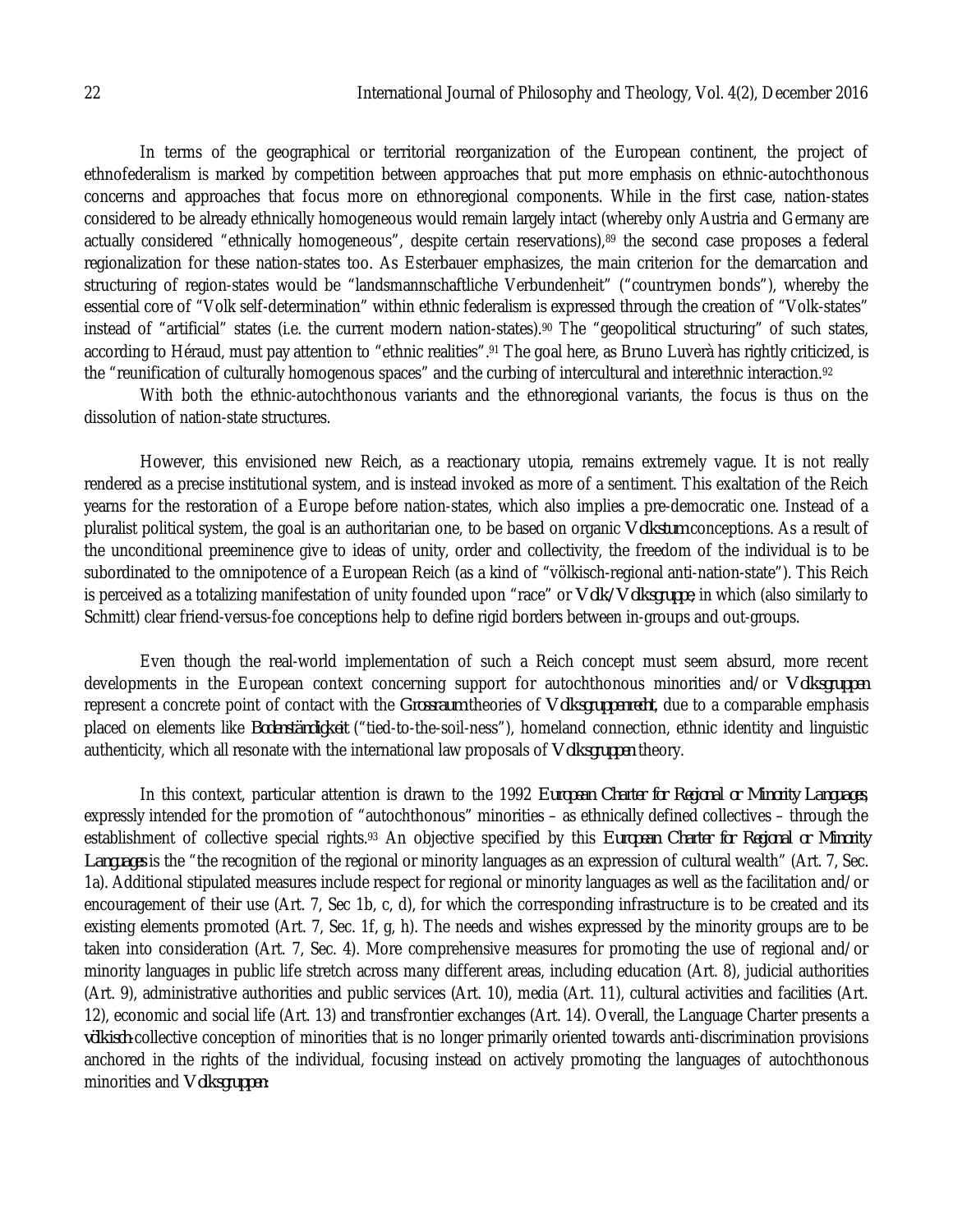In terms of the geographical or territorial reorganization of the European continent, the project of ethnofederalism is marked by competition between approaches that put more emphasis on ethnic-autochthonous concerns and approaches that focus more on ethnoregional components. While in the first case, nation-states considered to be already ethnically homogeneous would remain largely intact (whereby only Austria and Germany are actually considered "ethnically homogeneous", despite certain reservations),[89] the second case proposes a federal regionalization for these nation-states too. As Esterbauer emphasizes, the main criterion for the demarcation and structuring of region-states would be "landsmannschaftliche Verbundenheit" ("countrymen bonds"), whereby the essential core of "Volk self-determination" within ethnic federalism is expressed through the creation of "Volk-states" instead of "artificial" states (i.e. the current modern nation-states).[90] The "geopolitical structuring" of such states, according to Héraud, must pay attention to "ethnic realities".[91] The goal here, as Bruno Luverà has rightly criticized, is the "reunification of culturally homogenous spaces" and the curbing of intercultural and interethnic interaction.[92]

With both the ethnic-autochthonous variants and the ethnoregional variants, the focus is thus on the dissolution of nation-state structures.

However, this envisioned new Reich, as a reactionary utopia, remains extremely vague. It is not really rendered as a precise institutional system, and is instead invoked as more of a sentiment. This exaltation of the Reich yearns for the restoration of a Europe before nation-states, which also implies a pre-democratic one. Instead of a pluralist political system, the goal is an authoritarian one, to be based on organic *Volkstum* conceptions. As a result of the unconditional preeminence give to ideas of unity, order and collectivity, the freedom of the individual is to be subordinated to the omnipotence of a European Reich (as a kind of "völkisch-regional anti-nation-state"). This Reich is perceived as a totalizing manifestation of unity founded upon "race" or *Volk/Volksgruppe*, in which (also similarly to Schmitt) clear friend-versus-foe conceptions help to define rigid borders between in-groups and out-groups.

Even though the real-world implementation of such a Reich concept must seem absurd, more recent developments in the European context concerning support for autochthonous minorities and/or *Volksgruppen* represent a concrete point of contact with the *Grossraum* theories of *Volksgruppenrecht*, due to a comparable emphasis placed on elements like *Bodenständigkeit* ("tied-to-the-soil-ness"), homeland connection, ethnic identity and linguistic authenticity, which all resonate with the international law proposals of *Volksgruppen* theory.

In this context, particular attention is drawn to the 1992 *European Charter for Regional or Minority Languages*, expressly intended for the promotion of "autochthonous" minorities – as ethnically defined collectives – through the establishment of collective special rights.[93] An objective specified by this *European Charter for Regional or Minority Languages* is the "the recognition of the regional or minority languages as an expression of cultural wealth" (Art. 7, Sec. 1a). Additional stipulated measures include respect for regional or minority languages as well as the facilitation and/or encouragement of their use (Art. 7, Sec 1b, c, d), for which the corresponding infrastructure is to be created and its existing elements promoted (Art. 7, Sec. 1f, g, h). The needs and wishes expressed by the minority groups are to be taken into consideration (Art. 7, Sec. 4). More comprehensive measures for promoting the use of regional and/or minority languages in public life stretch across many different areas, including education (Art. 8), judicial authorities (Art. 9), administrative authorities and public services (Art. 10), media (Art. 11), cultural activities and facilities (Art. 12), economic and social life (Art. 13) and transfrontier exchanges (Art. 14). Overall, the Language Charter presents a *völkisch*-collective conception of minorities that is no longer primarily oriented towards anti-discrimination provisions anchored in the rights of the individual, focusing instead on actively promoting the languages of autochthonous minorities and *Volksgruppen*.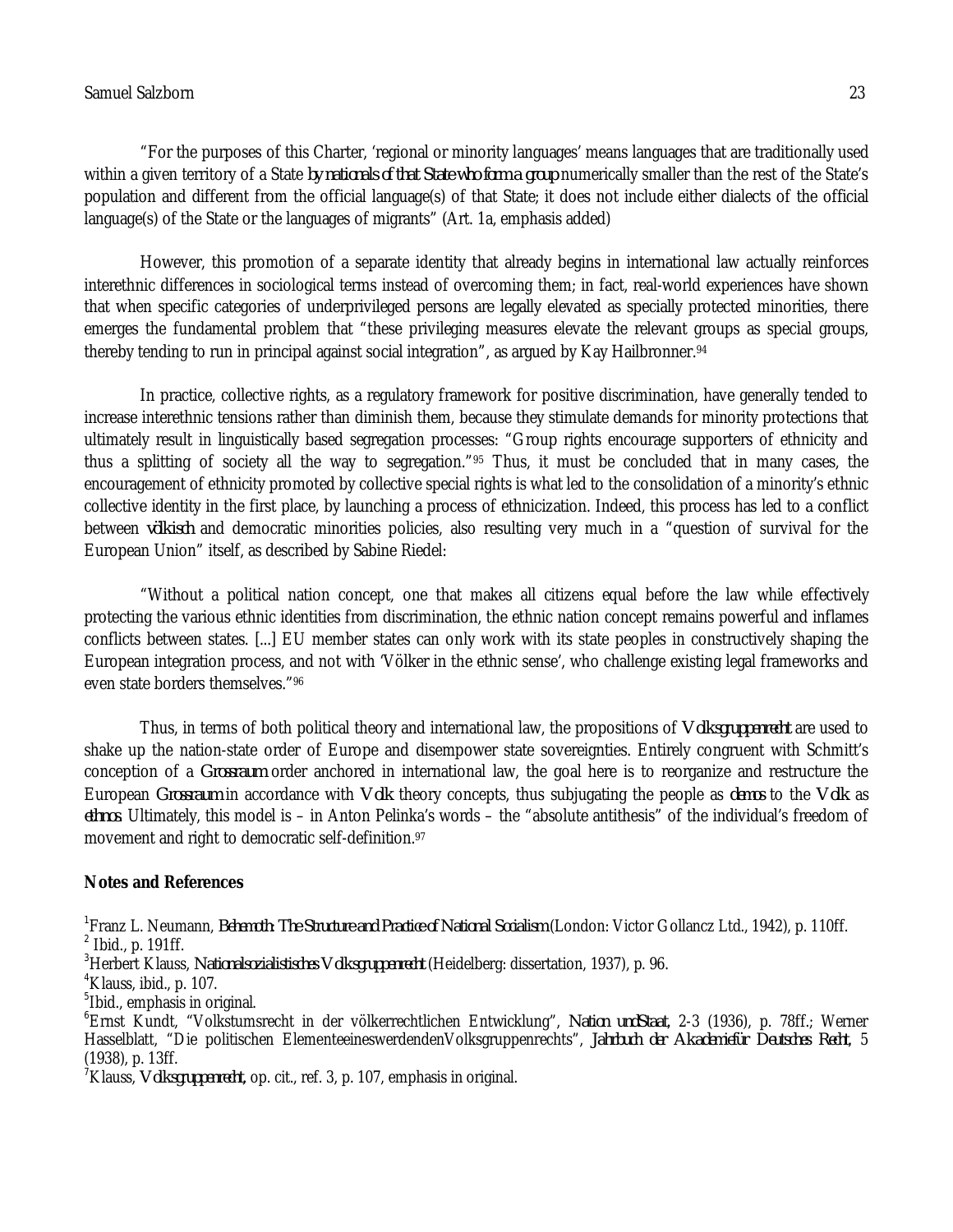"For the purposes of this Charter, 'regional or minority languages' means languages that are traditionally used within a given territory of a State *by nationals of that State who form a group* numerically smaller than the rest of the State's population and different from the official language(s) of that State; it does not include either dialects of the official language(s) of the State or the languages of migrants" (Art. 1a, emphasis added)

However, this promotion of a separate identity that already begins in international law actually reinforces interethnic differences in sociological terms instead of overcoming them; in fact, real-world experiences have shown that when specific categories of underprivileged persons are legally elevated as specially protected minorities, there emerges the fundamental problem that "these privileging measures elevate the relevant groups as special groups, thereby tending to run in principal against social integration", as argued by Kay Hailbronner.[94]

In practice, collective rights, as a regulatory framework for positive discrimination, have generally tended to increase interethnic tensions rather than diminish them, because they stimulate demands for minority protections that ultimately result in linguistically based segregation processes: "Group rights encourage supporters of ethnicity and thus a splitting of society all the way to segregation."[95] Thus, it must be concluded that in many cases, the encouragement of ethnicity promoted by collective special rights is what led to the consolidation of a minority's ethnic collective identity in the first place, by launching a process of ethnicization. Indeed, this process has led to a conflict between *völkisch* and democratic minorities policies, also resulting very much in a "question of survival for the European Union" itself, as described by Sabine Riedel:

"Without a political nation concept, one that makes all citizens equal before the law while effectively protecting the various ethnic identities from discrimination, the ethnic nation concept remains powerful and inflames conflicts between states. [...] EU member states can only work with its state peoples in constructively shaping the European integration process, and not with 'Völker in the ethnic sense', who challenge existing legal frameworks and even state borders themselves."[96]

Thus, in terms of both political theory and international law, the propositions of *Volksgruppenrecht* are used to shake up the nation-state order of Europe and disempower state sovereignties. Entirely congruent with Schmitt's conception of a *Grossraum* order anchored in international law, the goal here is to reorganize and restructure the European *Grossraum* in accordance with *Volk* theory concepts, thus subjugating the people as *demos* to the *Volk* as *ethnos*. Ultimately, this model is – in Anton Pelinka's words – the "absolute antithesis" of the individual's freedom of movement and right to democratic self-definition.[97]

## Notes and References

[1] Franz L. Neumann, *Behemoth: The Structure and Practice of National Socialism* (London: Victor Gollancz Ltd., 1942), p. 110ff.
[2] Ibid., p. 191ff.
[3] Herbert Klauss, *Nationalsozialistisches Volksgruppenrecht* (Heidelberg: dissertation, 1937), p. 96.
[4] Klauss, ibid., p. 107.
[5] Ibid., emphasis in original.
[6] Ernst Kundt, "Volkstumsrecht in der völkerrechtlichen Entwicklung", *Nation und Staat*, 2-3 (1936), p. 78ff.; Werner Hasselblatt, "Die politischen ElementeeineswerdendenVolksgruppenrechts", *Jahrbuch der Akademiefür Deutsches Recht*, 5 (1938), p. 13ff.
[7] Klauss, *Volksgruppenrecht*, op. cit., ref. 3, p. 107, emphasis in original.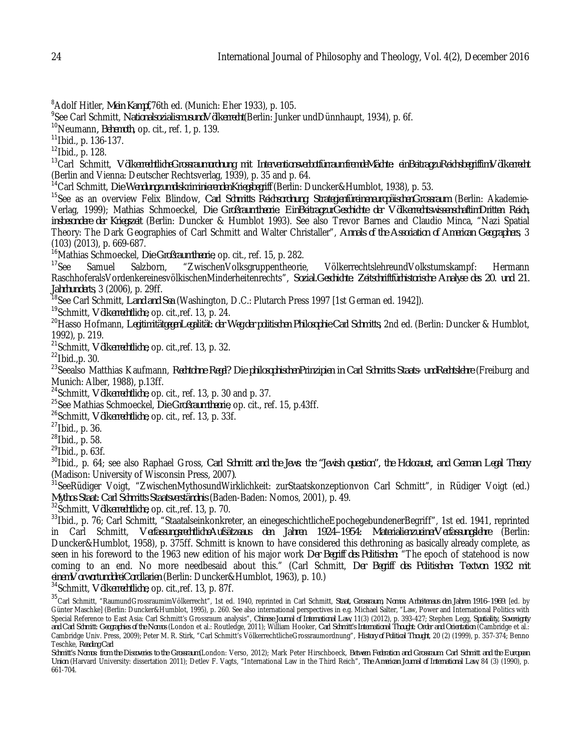[8]Adolf Hitler, *Mein Kampf*,76th ed. (Munich: Eher 1933), p. 105.

[9]See Carl Schmitt, *NationalsozialismusundVölkerrecht*(Berlin: Junker undDünnhaupt, 1934), p. 6f.

[10]Neumann, *Behemoth*, op. cit., ref. 1, p. 139.

[11]Ibid., p. 136-137.

[12]Ibid., p. 128.

[13]Carl Schmitt, *VölkerrechtlicheGrossraumordnung mit InterventionsverbotfürraumfremdeMächte: einBeitragzuReichsbegriffimVölkerrecht* (Berlin and Vienna: Deutscher Rechtsverlag, 1939), p. 35 and p. 64.

[14]Carl Schmitt, *Die WendungzumdiskriminierendenKriegsbegriff* (Berlin: Duncker&Humblot, 1938), p. 53.

[15]See as an overview Felix Blindow, *Carl Schmitts Reichsordnung: StrategienfüreineneuropäischenGrossraum* (Berlin: Akademie-Verlag, 1999); Mathias Schmoeckel, *Die Großraumtheorie: EinBeitragzurGeschichte der VölkerrechtswissenschaftimDritten Reich, insbesondere der Kriegszeit* (Berlin: Duncker & Humblot 1993). See also Trevor Barnes and Claudio Minca, "Nazi Spatial Theory: The Dark Geographies of Carl Schmitt and Walter Christaller", *Annals of the Association of American Geographers*, 3 (103) (2013), p. 669-687.

[16]Mathias Schmoeckel, *Die Großraumtheorie*, op. cit., ref. 15, p. 282.

[17]See Samuel Salzborn, "ZwischenVolksgruppentheorie, VölkerrechtslehreundVolkstumskampf: Hermann RaschhoferalsVordenkereinesvölkischenMinderheitenrechts", *Sozial.Geschichte: Zeitschriftfürhistorische Analyse des 20. und 21. Jahrhunderts*, 3 (2006), p. 29ff.

[18]See Carl Schmitt, *Land and Sea* (Washington, D.C.: Plutarch Press 1997 [1st German ed. 1942]).

[19]Schmitt, *Völkerrechtliche*, op. cit.,ref. 13, p. 24.

[20]Hasso Hofmann, *LegitimitätgegenLegalität: der Weg der politischen Philosophie Carl Schmitts*, 2nd ed. (Berlin: Duncker & Humblot, 1992), p. 219.

[21]Schmitt, *Völkerrechtliche*, op. cit.,ref. 13, p. 32.

[22]Ibid.,p. 30.

[23]Seealso Matthias Kaufmann, *Rechtohne Regel? Die philosophischenPrinzipien in Carl Schmitts Staats- undRechtslehre* (Freiburg and Munich: Alber, 1988), p.13ff.

[24]Schmitt, *Völkerrechtliche*, op. cit., ref. 13, p. 30 and p. 37.

[25]See Mathias Schmoeckel, *Die Großraumtheorie*, op. cit., ref. 15, p.43ff.

[26]Schmitt, *Völkerrechtliche*, op. cit., ref. 13, p. 33f.

[27]Ibid., p. 36.

[28]Ibid., p. 58.

[29]Ibid., p. 63f.

[30]Ibid., p. 64; see also Raphael Gross, *Carl Schmitt and the Jews: the "Jewish question", the Holocaust, and German Legal Theory* (Madison: University of Wisconsin Press, 2007).

[31]SeeRüdiger Voigt, "ZwischenMythosundWirklichkeit: zurStaatskonzeptionvon Carl Schmitt", in Rüdiger Voigt (ed.) *Mythos Staat: Carl Schmitts Staatsverständnis* (Baden-Baden: Nomos, 2001), p. 49.

[32]Schmitt, *Völkerrechtliche*, op. cit., ref. 13, p. 70.

[33]Ibid., p. 76; Carl Schmitt, "Staatalseinkonkreter, an einegeschichtlicheEpochegebundenerBegriff", 1st ed. 1941, reprinted in Carl Schmitt, *VerfassungsrechtlicheAufsätzeaus den Jahren 1924–1954: MaterialienzueinerVerfassungslehre* (Berlin: Duncker&Humblot, 1958), p. 375ff. Schmitt is known to have considered this dethroning as basically already complete, as seen in his foreword to the 1963 new edition of his major work *Der Begriff des Politischen*: "The epoch of statehood is now coming to an end. No more needbesaid about this." (Carl Schmitt, *Der Begriff des Politischen: Textvon 1932 mit einemVorwortunddreiCorollarien* (Berlin: Duncker&Humblot, 1963), p. 10.)

[34]Schmitt, *Völkerrechtliche*, op. cit.,ref. 13, p. 87f.

[35]Carl Schmitt, "RaumundGrossraumimVölkerrecht", 1st ed. 1940, reprinted in Carl Schmitt, *Staat, Grossraum, Nomos: Arbeitenaus den Jahren 1916–1969*. [ed. by Günter Maschke] (Berlin: Duncker&Humblot, 1995), p. 260. See also international perspectives in e.g. Michael Salter, "Law, Power and International Politics with Special Reference to East Asia: Carl Schmitt's Grossraum analysis", *Chinese Journal of International Law*, 11(3) (2012), p. 393-427; Stephen Legg, *Spatiality, Sovereignty and Carl Schmitt: Geographies of the Nomos* (London et al.: Routledge, 2011); William Hooker, *Carl Schmitt's International Thought: Order and Orientation* (Cambridge et al.: Cambridge Univ. Press, 2009); Peter M. R. Stirk, "Carl Schmitt's VölkerrechtlicheGrossraumordnung", *History of Political Thought*, 20 (2) (1999), p. 357-374; Benno Teschke, *Reading Carl Schmitt's Nomos: from the Discoveries to the Grossraum*(London: Verso, 2012); Mark Peter Hirschboeck, *Between Federation and Grossraum: Carl Schmitt and the European Union* (Harvard University: dissertation 2011); Detlev F. Vagts, "International Law in the Third Reich", *The American Journal of International Law*, 84 (3) (1990), p. 661-704.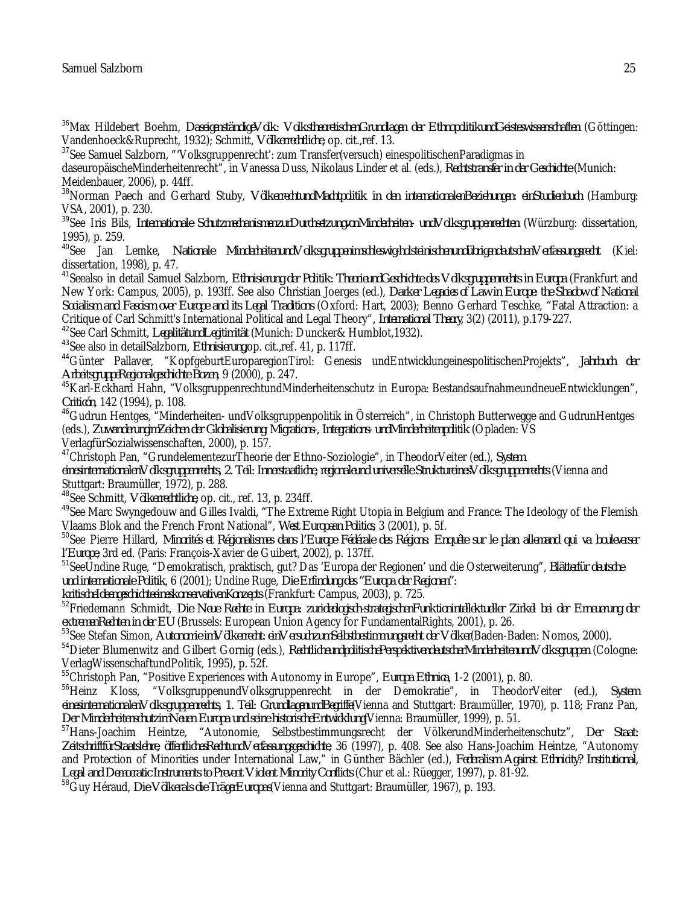[36]Max Hildebert Boehm, *DaseigenständigeVolk: VolkstheoretischenGrundlagen der EthnopolitikundGeisteswissenschaften* (Göttingen: Vandenhoeck&Ruprecht, 1932); Schmitt, *Völkerrechtliche,* op. cit.,ref. 13.

[37]See Samuel Salzborn, "'Volksgruppenrecht': zum Transfer(versuch) einespolitischenParadigmas in daseuropäischeMinderheitenrecht", in Vanessa Duss, Nikolaus Linder et al. (eds.), *Rechtstransfer in der Geschichte* (Munich: Meidenbauer, 2006), p. 44ff.

[38]Norman Paech and Gerhard Stuby, *VölkerrechtundMachtpolitik in den internationalenBeziehungen: einStudienbuch* (Hamburg: VSA, 2001), p. 230.

[39]See Iris Bils, *Internationale SchutzmechanismenzurDurchsetzungvonMinderheiten- undVolksgruppenrechten* (Würzburg: dissertation, 1995), p. 259.

[40]See Jan Lemke, *Nationale MinderheitenundVolksgruppenimschleswig-holsteinischenundübrigendeutschenVerfassungsrecht* (Kiel: dissertation, 1998), p. 47.

[41]Seealso in detail Samuel Salzborn, *Ethnisierung der Politik: TheorieundGeschichte des Volksgruppenrechts in Europa* (Frankfurt and New York: Campus, 2005), p. 193ff. See also Christian Joerges (ed.), *Darker Legacies of Law in Europe: the Shadow of National Socialism and Fascism over Europe and its Legal Traditions* (Oxford: Hart, 2003); Benno Gerhard Teschke, "Fatal Attraction: a Critique of Carl Schmitt's International Political and Legal Theory", *International Theory*, 3(2) (2011), p.179-227.

[42]See Carl Schmitt, *LegalitätundLegitimität* (Munich: Duncker& Humblot,1932).

[43]See also in detailSalzborn, *Ethnisierung*op. cit.,ref. 41, p. 117ff.

[44]Günter Pallaver, "KopfgeburtEuroparegionTirol: Genesis undEntwicklungeinespolitischenProjekts", *Jahrbuch der ArbeitsgruppeRegionalgeschichte Bozen*, 9 (2000), p. 247.

[45]Karl-Eckhard Hahn, "VolksgruppenrechtundMinderheitenschutz in Europa: BestandsaufnahmeundneueEntwicklungen", *Criticón*, 142 (1994), p. 108.

[46]Gudrun Hentges, "Minderheiten- undVolksgruppenpolitik in Österreich", in Christoph Butterwegge and GudrunHentges (eds.), *ZuwanderungimZeichen der Globalisierung: Migrations-, Integrations- undMinderheitenpolitik* (Opladen: VS VerlagfürSozialwissenschaften, 2000), p. 157.

[47]Christoph Pan, "GrundelementezurTheorie der Ethno-Soziologie", in TheodorVeiter (ed.), *System einesinternationalenVolksgruppenrechts, 2. Teil: Innerstaatliche, regionaleund universelle StruktureinesVolksgruppenrechts* (Vienna and Stuttgart: Braumüller, 1972), p. 288.

[48]See Schmitt, *Völkerrechtliche*, op. cit., ref. 13, p. 234ff.

[49]See Marc Swyngedouw and Gilles Ivaldi, "The Extreme Right Utopia in Belgium and France: The Ideology of the Flemish Vlaams Blok and the French Front National", *West European Politics*, 3 (2001), p. 5f.

[50]See Pierre Hillard, *Minorités et Régionalismes dans l'Europe Fédérale des Régions: Enquête sur le plan allemand qui va bouleverser l'Europe*, 3rd ed. (Paris: François-Xavier de Guibert, 2002), p. 137ff.

[51]SeeUndine Ruge, "Demokratisch, praktisch, gut? Das 'Europa der Regionen' und die Osterweiterung", *Blätterfür deutsche und internationale Politik*, 6 (2001); Undine Ruge, *Die Erfindung des "Europa der Regionen": kritischeIdeengeschichteeineskonservativenKonzepts* (Frankfurt: Campus, 2003), p. 725.

[52]Friedemann Schmidt, *Die Neue Rechte in Europa: zurideologisch-strategischenFunktionintellektueller Zirkel bei der Erneuerung der extremenRechten in der EU* (Brussels: European Union Agency for FundamentalRights, 2001), p. 26.

[53]See Stefan Simon, *Autonomie imVölkerrecht: einVersuchzumSelbstbestimmungsrecht der Völker*(Baden-Baden: Nomos, 2000).

[54]Dieter Blumenwitz and Gilbert Gornig (eds.), *RechtlicheundpolitischePerspektivendeutscherMinderheitenundVolksgruppen* (Cologne: VerlagWissenschaftundPolitik, 1995), p. 52f.

[55]Christoph Pan, "Positive Experiences with Autonomy in Europe", *Europa Ethnica*, 1-2 (2001), p. 80.

[56]Heinz Kloss, "VolksgruppenundVolksgruppenrecht in der Demokratie", in TheodorVeiter (ed.), *System einesinternationalenVolksgruppenrechts, 1. Teil: GrundlagenundBegriffe*(Vienna and Stuttgart: Braumüller, 1970), p. 118; Franz Pan, *Der MinderheitenschutzimNeuen Europa und seine historischeEntwicklung*(Vienna: Braumüller, 1999), p. 51.

[57]Hans-Joachim Heintze, "Autonomie, Selbstbestimmungsrecht der VölkerundMinderheitenschutz", *Der Staat: ZeitschriftfürStaatslehre, öffentlichesRechtundVerfassungsgeschichte*, 36 (1997), p. 408. See also Hans-Joachim Heintze, "Autonomy and Protection of Minorities under International Law," in Günther Bächler (ed.), *Federalism Against Ethnicity? Institutional, Legal and Democratic Instruments to Prevent Violent Minority Conflicts* (Chur et al.: Rüegger, 1997), p. 81-92.

[58]Guy Héraud, *Die Völkerals die TrägerEuropas*(Vienna and Stuttgart: Braumüller, 1967), p. 193.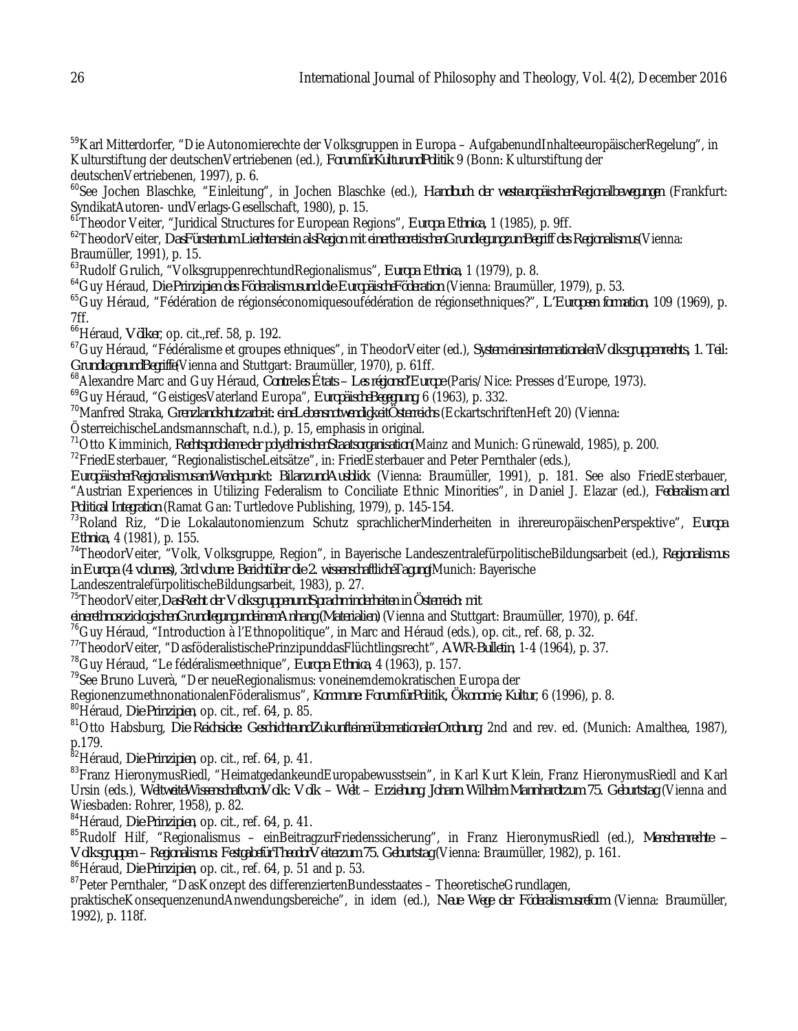[59]Karl Mitterdorfer, "Die Autonomierechte der Volksgruppen in Europa – AufgabenundInhalteeuropäischerRegelung", in Kulturstiftung der deutschenVertriebenen (ed.), *ForumfürKulturundPolitik* 9 (Bonn: Kulturstiftung der deutschenVertriebenen, 1997), p. 6.

[60]See Jochen Blaschke, "Einleitung", in Jochen Blaschke (ed.), *Handbuch der westeuropäischenRegionalbewegungen* (Frankfurt: SyndikatAutoren- undVerlags-Gesellschaft, 1980), p. 15.

[61]Theodor Veiter, "Juridical Structures for European Regions", *Europa Ethnica*, 1 (1985), p. 9ff.

[62]TheodorVeiter, *DasFürstentum Liechtenstein alsRegion mit einertheoretischenGrundlegungzumBegriff des Regionalismus*(Vienna: Braumüller, 1991), p. 15.

[63]Rudolf Grulich, "VolksgruppenrechtundRegionalismus", *Europa Ethnica*, 1 (1979), p. 8.

[64]Guy Héraud, *Die Prinzipien des Föderalismusund die EuropäischeFöderation* (Vienna: Braumüller, 1979), p. 53.

[65]Guy Héraud, "Fédération de régionséconomiquesoufédération de régionsethniques?", *L'Europeen formation*, 109 (1969), p. 7ff.

[66]Héraud, *Völker*, op. cit.,ref. 58, p. 192.

[67]Guy Héraud, "Fédéralisme et groupes ethniques", in TheodorVeiter (ed.), *System einesinternationalenVolksgruppenrechts, 1. Teil: GrundlagenundBegriffe*(Vienna and Stuttgart: Braumüller, 1970), p. 61ff.

[68]Alexandre Marc and Guy Héraud, *Contre les États – Les régionsd'Europe* (Paris/Nice: Presses d'Europe, 1973).

[69]Guy Héraud, "GeistigesVaterland Europa", *EuropäischeBegegnung*, 6 (1963), p. 332.

[70]Manfred Straka, *Grenzlandschutzarbeit: eineLebensnotwendigkeitÖsterreichs* (EckartschriftenHeft 20) (Vienna: ÖsterreichischeLandsmannschaft, n.d.), p. 15, emphasis in original.

[71]Otto Kimminich, *Rechtsprobleme der polyethnischenStaatsorganisation*(Mainz and Munich: Grünewald, 1985), p. 200.

[72]FriedEsterbauer, "RegionalistischeLeitsätze", in: FriedEsterbauer and Peter Pernthaler (eds.), *EuropäischerRegionalismusamWendepunkt: BilanzundAusblick* (Vienna: Braumüller, 1991), p. 181. See also FriedEsterbauer, "Austrian Experiences in Utilizing Federalism to Conciliate Ethnic Minorities", in Daniel J. Elazar (ed.), *Federalism and Political Integration* (Ramat Gan: Turtledove Publishing, 1979), p. 145-154.

[73]Roland Riz, "Die Lokalautonomienzum Schutz sprachlicherMinderheiten in ihrereuropäischenPerspektive", *Europa Ethnica*, 4 (1981), p. 155.

[74]TheodorVeiter, "Volk, Volksgruppe, Region", in Bayerische LandeszentralefürpolitischeBildungsarbeit (ed.), *Regionalismus in Europa (4 volumes), 3rd volume: Berichtüber die 2. wissenschaftlicheTagung*(Munich: Bayerische LandeszentralefürpolitischeBildungsarbeit, 1983), p. 27.

[75]TheodorVeiter,*DasRecht der VolksgruppenundSprachminderheiten in Österreich: mit einerethnosoziologischenGrundlegungundeinemAnhang (Materialien)* (Vienna and Stuttgart: Braumüller, 1970), p. 64f.

[76]Guy Héraud, "Introduction à l'Ethnopolitique", in Marc and Héraud (eds.), op. cit., ref. 68, p. 32.

[77]TheodorVeiter, "DasföderalistischePrinzipunddasFlüchtlingsrecht", *AWR-Bulletin*, 1-4 (1964), p. 37.

[78]Guy Héraud, "Le fédéralismeethnique", *Europa Ethnica*, 4 (1963), p. 157.

[79]See Bruno Luverà, "Der neueRegionalismus: voneinemdemokratischen Europa der RegionenzumethnonationalenFöderalismus", *Kommune: ForumfürPolitik, Ökonomie, Kultur*, 6 (1996), p. 8.

[80]Héraud, *Die Prinzipien*, op. cit., ref. 64, p. 85.

[81]Otto Habsburg, *Die Reichsidee: GeschichteundZukunfteinerübernationalenOrdnung*, 2nd and rev. ed. (Munich: Amalthea, 1987), p.179.

[82]Héraud, *Die Prinzipien*, op. cit., ref. 64, p. 41.

[83]Franz HieronymusRiedl, "HeimatgedankeundEuropabewusstsein", in Karl Kurt Klein, Franz HieronymusRiedl and Karl Ursin (eds.), *WeltweiteWissenschaftvomVolk: Volk – Welt – Erziehung. Johann Wilhelm Mannhardtzum 75. Geburtstag* (Vienna and Wiesbaden: Rohrer, 1958), p. 82.

[84]Héraud, *Die Prinzipien*, op. cit., ref. 64, p. 41.

[85]Rudolf Hilf, "Regionalismus – einBeitragzurFriedenssicherung", in Franz HieronymusRiedl (ed.), *Menschenrechte – Volksgruppen – Regionalismus: FestgabefürTheodorVeiterzum 75. Geburtstag*(Vienna: Braumüller, 1982), p. 161.

[86]Héraud, *Die Prinzipien*, op. cit., ref. 64, p. 51 and p. 53.

[87]Peter Pernthaler, "DasKonzept des differenziertenBundesstaates – TheoretischeGrundlagen, praktischeKonsequenzenundAnwendungsbereiche", in idem (ed.), *Neue Wege der Föderalismusreform* (Vienna: Braumüller, 1992), p. 118f.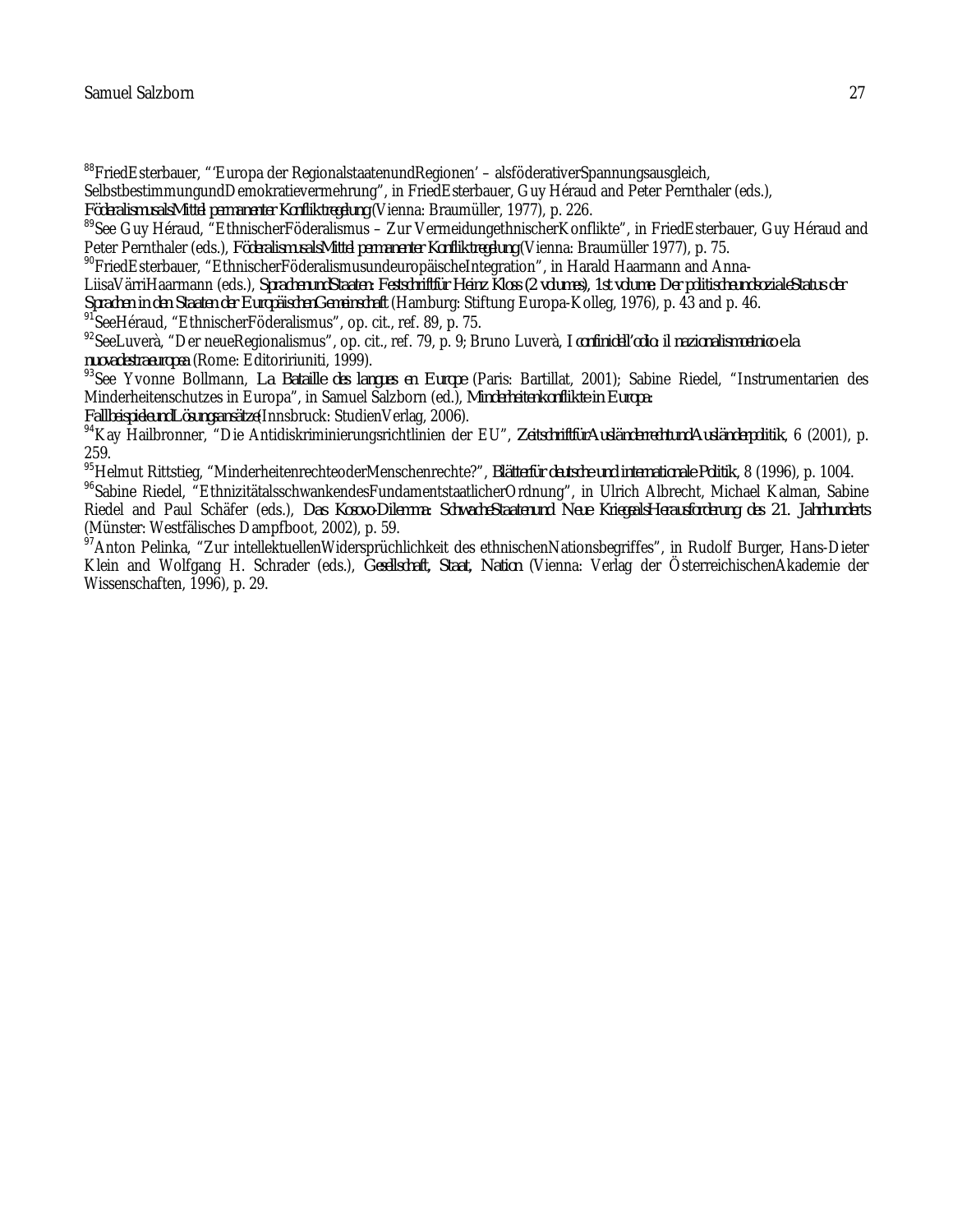[88]FriedEsterbauer, "'Europa der RegionalstaatenundRegionen' – alsföderativerSpannungsausgleich, SelbstbestimmungundDemokratievermehrung", in FriedEsterbauer, Guy Héraud and Peter Pernthaler (eds.), *FöderalismusalsMittel permanenter Konfliktregelung* (Vienna: Braumüller, 1977), p. 226.

[89]See Guy Héraud, "EthnischerFöderalismus – Zur VermeidungethnischerKonflikte", in FriedEsterbauer, Guy Héraud and Peter Pernthaler (eds.), *FöderalismusalsMittel permanenter Konfliktregelung* (Vienna: Braumüller 1977), p. 75.

[90]FriedEsterbauer, "EthnischerFöderalismusundeuropäischeIntegration", in Harald Haarmann and Anna-LiisaVärriHaarmann (eds.), *SprachenundStaaten: Festschrift für Heinz Kloss (2 volumes), 1st volume: Der politischeundsozialeStatus der Sprachen in den Staaten der EuropäischenGemeinschaft* (Hamburg: Stiftung Europa-Kolleg, 1976), p. 43 and p. 46.

[91]SeeHéraud, "EthnischerFöderalismus", op. cit., ref. 89, p. 75.

[92]SeeLuverà, "Der neueRegionalismus", op. cit., ref. 79, p. 9; Bruno Luverà, *I confinidell'odio: il nazionalismoetnico e la nuovadestraeuropea* (Rome: Editoririuniti, 1999).

[93]See Yvonne Bollmann, *La Bataille des langues en Europe* (Paris: Bartillat, 2001); Sabine Riedel, "Instrumentarien des Minderheitenschutzes in Europa", in Samuel Salzborn (ed.), *Minderheitenkonflikte in Europa: FallbeispieleundLösungsansätze* (Innsbruck: StudienVerlag, 2006).

[94]Kay Hailbronner, "Die Antidiskriminierungsrichtlinien der EU", *ZeitschriftfürAusländerrechtundAusländerpolitik*, 6 (2001), p. 259.

[95]Helmut Rittstieg, "MinderheitenrechteoderMenschenrechte?", *Blätterfür deutsche und internationale Politik*, 8 (1996), p. 1004.

[96]Sabine Riedel, "EthnizitätalsschwankendesFundamentstaatlicherOrdnung", in Ulrich Albrecht, Michael Kalman, Sabine Riedel and Paul Schäfer (eds.), *Das Kosovo-Dilemma: SchwacheStaatenund Neue KriegealsHerausforderung des 21. Jahrhunderts* (Münster: Westfälisches Dampfboot, 2002), p. 59.

[97]Anton Pelinka, "Zur intellektuellenWidersprüchlichkeit des ethnischenNationsbegriffes", in Rudolf Burger, Hans-Dieter Klein and Wolfgang H. Schrader (eds.), *Gesellschaft, Staat, Nation* (Vienna: Verlag der ÖsterreichischenAkademie der Wissenschaften, 1996), p. 29.